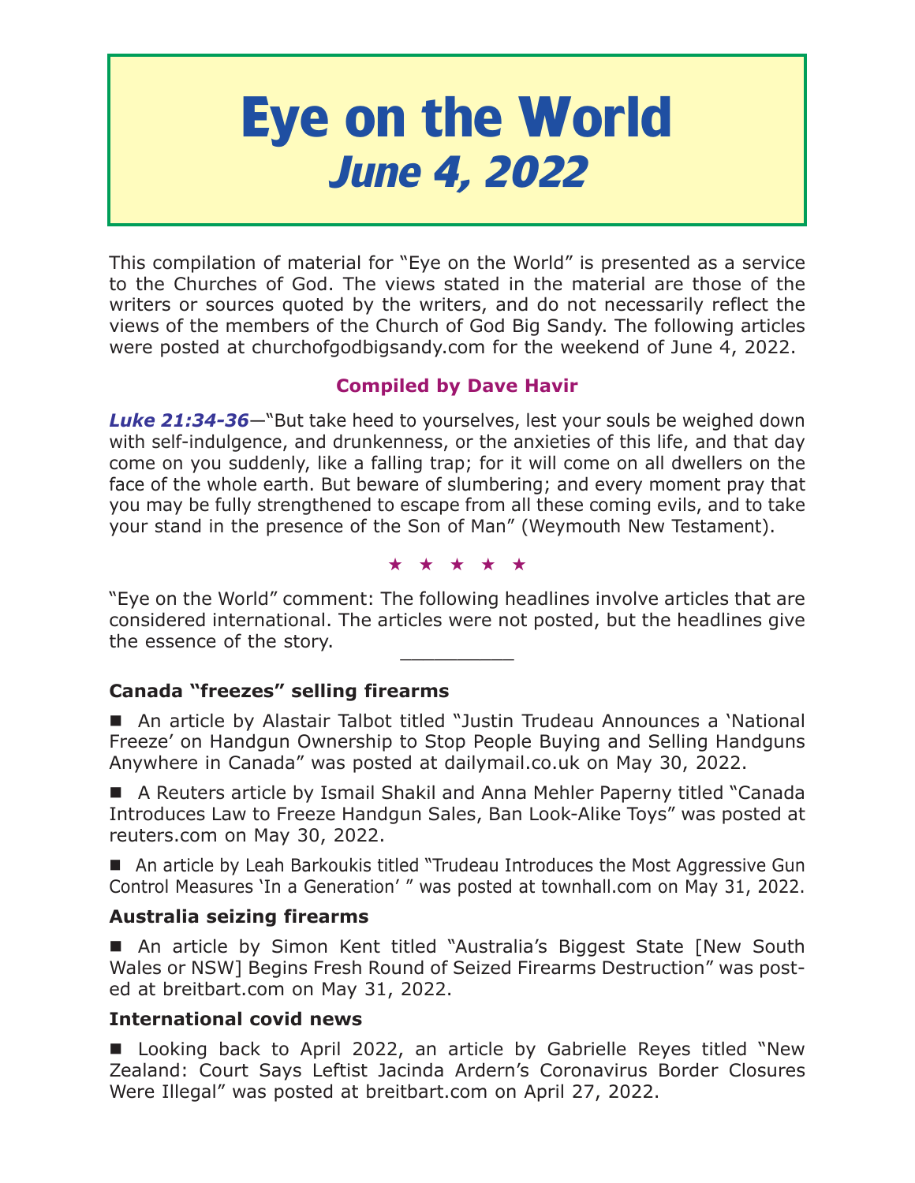# Eye on the World
## *June 4, 2022*

This compilation of material for "Eye on the World" is presented as a service to the Churches of God. The views stated in the material are those of the writers or sources quoted by the writers, and do not necessarily reflect the views of the members of the Church of God Big Sandy. The following articles were posted at churchofgodbigsandy.com for the weekend of June 4, 2022.

**Compiled by Dave Havir**

***Luke 21:34-36***—"But take heed to yourselves, lest your souls be weighed down with self-indulgence, and drunkenness, or the anxieties of this life, and that day come on you suddenly, like a falling trap; for it will come on all dwellers on the face of the whole earth. But beware of slumbering; and every moment pray that you may be fully strengthened to escape from all these coming evils, and to take your stand in the presence of the Son of Man" (Weymouth New Testament).

★ ★ ★ ★ ★

"Eye on the World" comment: The following headlines involve articles that are considered international. The articles were not posted, but the headlines give the essence of the story.

---

### Canada "freezes" selling firearms

■ An article by Alastair Talbot titled "Justin Trudeau Announces a 'National Freeze' on Handgun Ownership to Stop People Buying and Selling Handguns Anywhere in Canada" was posted at dailymail.co.uk on May 30, 2022.

■ A Reuters article by Ismail Shakil and Anna Mehler Paperny titled "Canada Introduces Law to Freeze Handgun Sales, Ban Look-Alike Toys" was posted at reuters.com on May 30, 2022.

■ An article by Leah Barkoukis titled "Trudeau Introduces the Most Aggressive Gun Control Measures 'In a Generation' " was posted at townhall.com on May 31, 2022.

### Australia seizing firearms

■ An article by Simon Kent titled "Australia's Biggest State [New South Wales or NSW] Begins Fresh Round of Seized Firearms Destruction" was posted at breitbart.com on May 31, 2022.

### International covid news

■ Looking back to April 2022, an article by Gabrielle Reyes titled "New Zealand: Court Says Leftist Jacinda Ardern's Coronavirus Border Closures Were Illegal" was posted at breitbart.com on April 27, 2022.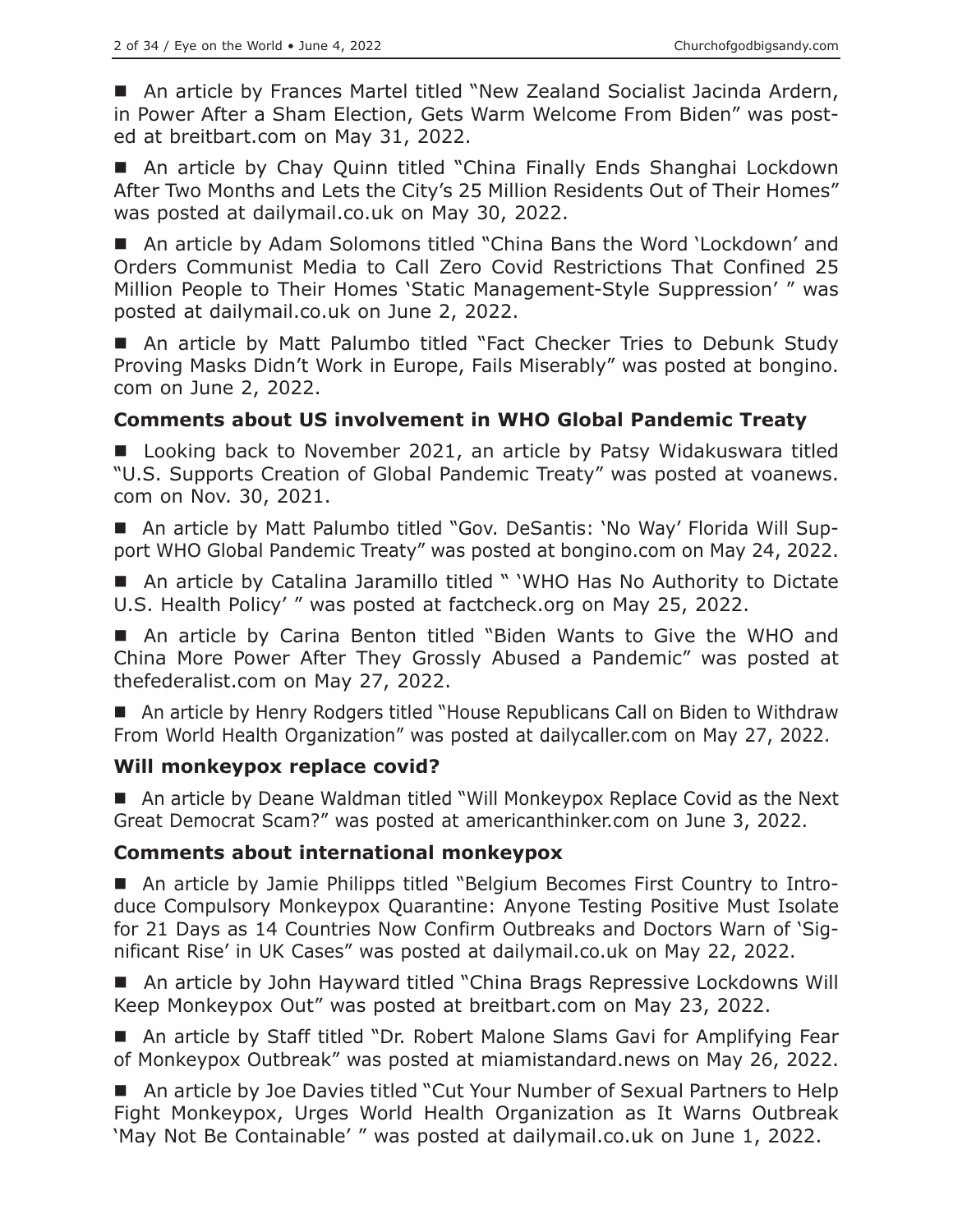- An article by Frances Martel titled "New Zealand Socialist Jacinda Ardern, in Power After a Sham Election, Gets Warm Welcome From Biden" was posted at breitbart.com on May 31, 2022.

- An article by Chay Quinn titled "China Finally Ends Shanghai Lockdown After Two Months and Lets the City's 25 Million Residents Out of Their Homes" was posted at dailymail.co.uk on May 30, 2022.

- An article by Adam Solomons titled "China Bans the Word 'Lockdown' and Orders Communist Media to Call Zero Covid Restrictions That Confined 25 Million People to Their Homes 'Static Management-Style Suppression' " was posted at dailymail.co.uk on June 2, 2022.

- An article by Matt Palumbo titled "Fact Checker Tries to Debunk Study Proving Masks Didn't Work in Europe, Fails Miserably" was posted at bongino.com on June 2, 2022.

### Comments about US involvement in WHO Global Pandemic Treaty

- Looking back to November 2021, an article by Patsy Widakuswara titled "U.S. Supports Creation of Global Pandemic Treaty" was posted at voanews.com on Nov. 30, 2021.

- An article by Matt Palumbo titled "Gov. DeSantis: 'No Way' Florida Will Support WHO Global Pandemic Treaty" was posted at bongino.com on May 24, 2022.

- An article by Catalina Jaramillo titled " 'WHO Has No Authority to Dictate U.S. Health Policy' " was posted at factcheck.org on May 25, 2022.

- An article by Carina Benton titled "Biden Wants to Give the WHO and China More Power After They Grossly Abused a Pandemic" was posted at thefederalist.com on May 27, 2022.

- An article by Henry Rodgers titled "House Republicans Call on Biden to Withdraw From World Health Organization" was posted at dailycaller.com on May 27, 2022.

### Will monkeypox replace covid?

- An article by Deane Waldman titled "Will Monkeypox Replace Covid as the Next Great Democrat Scam?" was posted at americanthinker.com on June 3, 2022.

### Comments about international monkeypox

- An article by Jamie Philipps titled "Belgium Becomes First Country to Introduce Compulsory Monkeypox Quarantine: Anyone Testing Positive Must Isolate for 21 Days as 14 Countries Now Confirm Outbreaks and Doctors Warn of 'Significant Rise' in UK Cases" was posted at dailymail.co.uk on May 22, 2022.

- An article by John Hayward titled "China Brags Repressive Lockdowns Will Keep Monkeypox Out" was posted at breitbart.com on May 23, 2022.

- An article by Staff titled "Dr. Robert Malone Slams Gavi for Amplifying Fear of Monkeypox Outbreak" was posted at miamistandard.news on May 26, 2022.

- An article by Joe Davies titled "Cut Your Number of Sexual Partners to Help Fight Monkeypox, Urges World Health Organization as It Warns Outbreak 'May Not Be Containable' " was posted at dailymail.co.uk on June 1, 2022.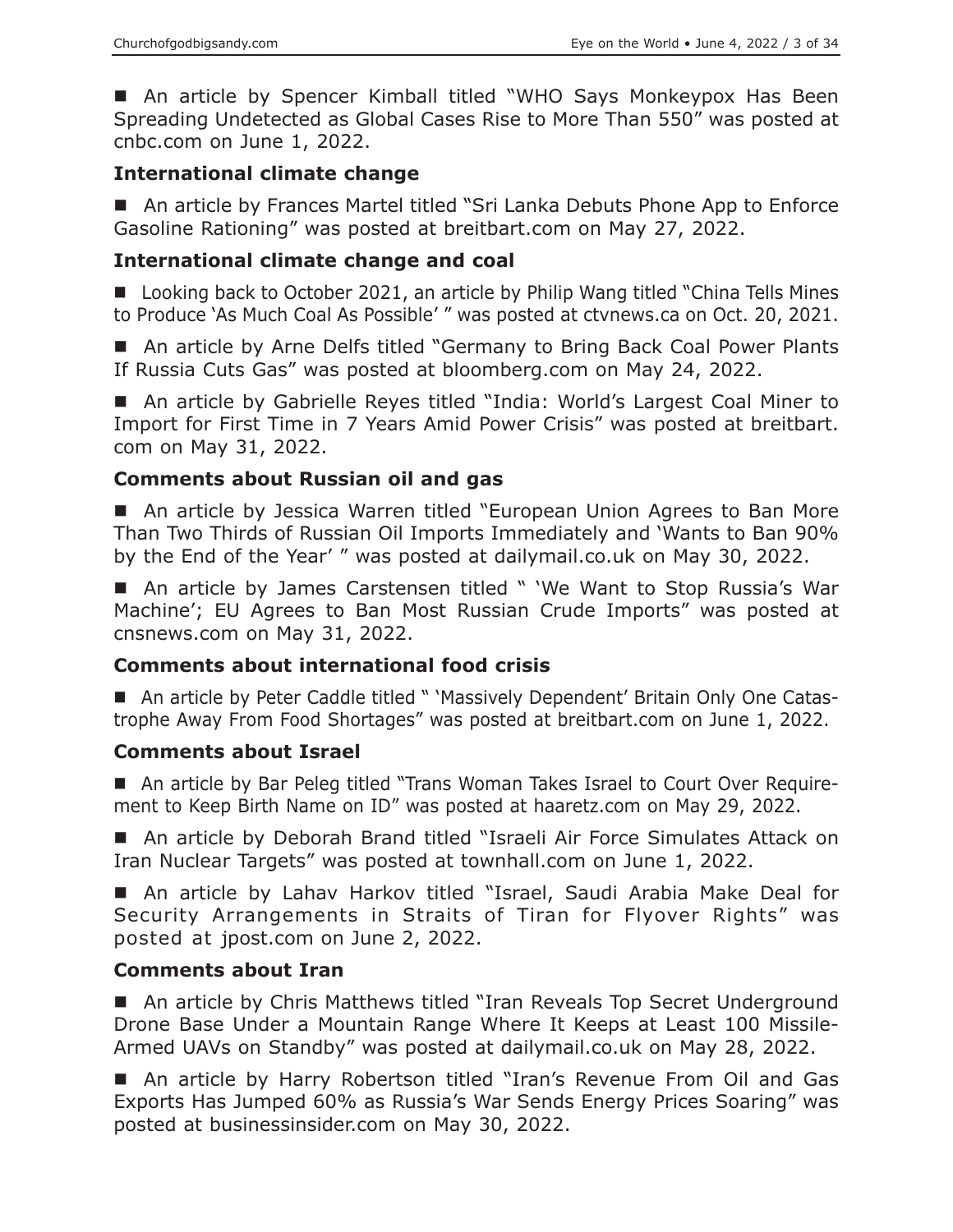■ An article by Spencer Kimball titled "WHO Says Monkeypox Has Been Spreading Undetected as Global Cases Rise to More Than 550" was posted at cnbc.com on June 1, 2022.

### International climate change

■ An article by Frances Martel titled "Sri Lanka Debuts Phone App to Enforce Gasoline Rationing" was posted at breitbart.com on May 27, 2022.

### International climate change and coal

■ Looking back to October 2021, an article by Philip Wang titled "China Tells Mines to Produce 'As Much Coal As Possible' " was posted at ctvnews.ca on Oct. 20, 2021.

■ An article by Arne Delfs titled "Germany to Bring Back Coal Power Plants If Russia Cuts Gas" was posted at bloomberg.com on May 24, 2022.

■ An article by Gabrielle Reyes titled "India: World's Largest Coal Miner to Import for First Time in 7 Years Amid Power Crisis" was posted at breitbart.com on May 31, 2022.

### Comments about Russian oil and gas

■ An article by Jessica Warren titled "European Union Agrees to Ban More Than Two Thirds of Russian Oil Imports Immediately and 'Wants to Ban 90% by the End of the Year' " was posted at dailymail.co.uk on May 30, 2022.

■ An article by James Carstensen titled " 'We Want to Stop Russia's War Machine'; EU Agrees to Ban Most Russian Crude Imports" was posted at cnsnews.com on May 31, 2022.

### Comments about international food crisis

■ An article by Peter Caddle titled " 'Massively Dependent' Britain Only One Catastrophe Away From Food Shortages" was posted at breitbart.com on June 1, 2022.

### Comments about Israel

■ An article by Bar Peleg titled "Trans Woman Takes Israel to Court Over Requirement to Keep Birth Name on ID" was posted at haaretz.com on May 29, 2022.

■ An article by Deborah Brand titled "Israeli Air Force Simulates Attack on Iran Nuclear Targets" was posted at townhall.com on June 1, 2022.

■ An article by Lahav Harkov titled "Israel, Saudi Arabia Make Deal for Security Arrangements in Straits of Tiran for Flyover Rights" was posted at jpost.com on June 2, 2022.

### Comments about Iran

■ An article by Chris Matthews titled "Iran Reveals Top Secret Underground Drone Base Under a Mountain Range Where It Keeps at Least 100 Missile-Armed UAVs on Standby" was posted at dailymail.co.uk on May 28, 2022.

■ An article by Harry Robertson titled "Iran's Revenue From Oil and Gas Exports Has Jumped 60% as Russia's War Sends Energy Prices Soaring" was posted at businessinsider.com on May 30, 2022.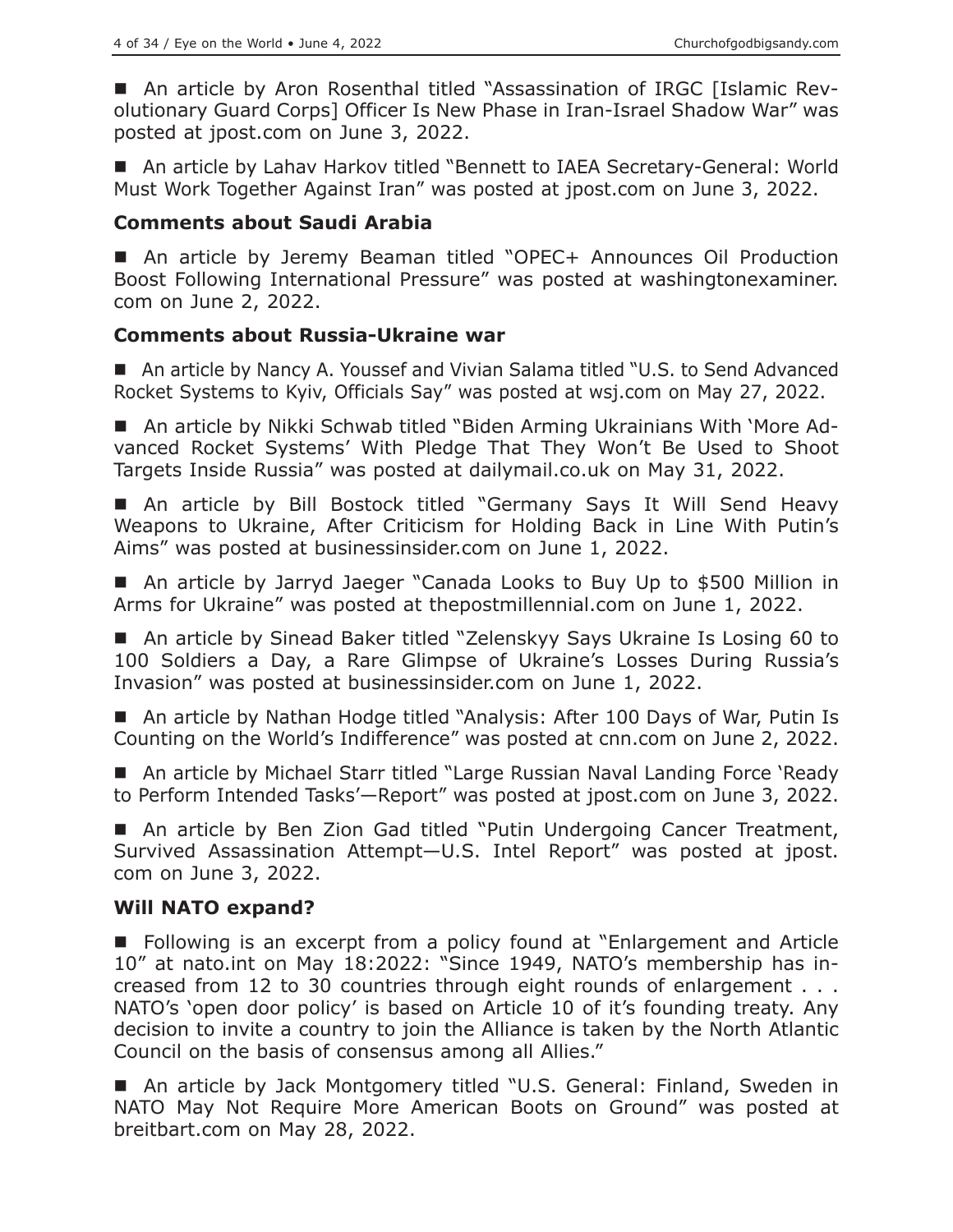■ An article by Aron Rosenthal titled "Assassination of IRGC [Islamic Revolutionary Guard Corps] Officer Is New Phase in Iran-Israel Shadow War" was posted at jpost.com on June 3, 2022.

■ An article by Lahav Harkov titled "Bennett to IAEA Secretary-General: World Must Work Together Against Iran" was posted at jpost.com on June 3, 2022.

### Comments about Saudi Arabia

■ An article by Jeremy Beaman titled "OPEC+ Announces Oil Production Boost Following International Pressure" was posted at washingtonexaminer.com on June 2, 2022.

### Comments about Russia-Ukraine war

■ An article by Nancy A. Youssef and Vivian Salama titled "U.S. to Send Advanced Rocket Systems to Kyiv, Officials Say" was posted at wsj.com on May 27, 2022.

■ An article by Nikki Schwab titled "Biden Arming Ukrainians With 'More Advanced Rocket Systems' With Pledge That They Won't Be Used to Shoot Targets Inside Russia" was posted at dailymail.co.uk on May 31, 2022.

■ An article by Bill Bostock titled "Germany Says It Will Send Heavy Weapons to Ukraine, After Criticism for Holding Back in Line With Putin's Aims" was posted at businessinsider.com on June 1, 2022.

■ An article by Jarryd Jaeger "Canada Looks to Buy Up to $500 Million in Arms for Ukraine" was posted at thepostmillennial.com on June 1, 2022.

■ An article by Sinead Baker titled "Zelenskyy Says Ukraine Is Losing 60 to 100 Soldiers a Day, a Rare Glimpse of Ukraine's Losses During Russia's Invasion" was posted at businessinsider.com on June 1, 2022.

■ An article by Nathan Hodge titled "Analysis: After 100 Days of War, Putin Is Counting on the World's Indifference" was posted at cnn.com on June 2, 2022.

■ An article by Michael Starr titled "Large Russian Naval Landing Force 'Ready to Perform Intended Tasks'—Report" was posted at jpost.com on June 3, 2022.

■ An article by Ben Zion Gad titled "Putin Undergoing Cancer Treatment, Survived Assassination Attempt—U.S. Intel Report" was posted at jpost.com on June 3, 2022.

### Will NATO expand?

■ Following is an excerpt from a policy found at "Enlargement and Article 10" at nato.int on May 18:2022: "Since 1949, NATO's membership has increased from 12 to 30 countries through eight rounds of enlargement . . . NATO's 'open door policy' is based on Article 10 of it's founding treaty. Any decision to invite a country to join the Alliance is taken by the North Atlantic Council on the basis of consensus among all Allies."

■ An article by Jack Montgomery titled "U.S. General: Finland, Sweden in NATO May Not Require More American Boots on Ground" was posted at breitbart.com on May 28, 2022.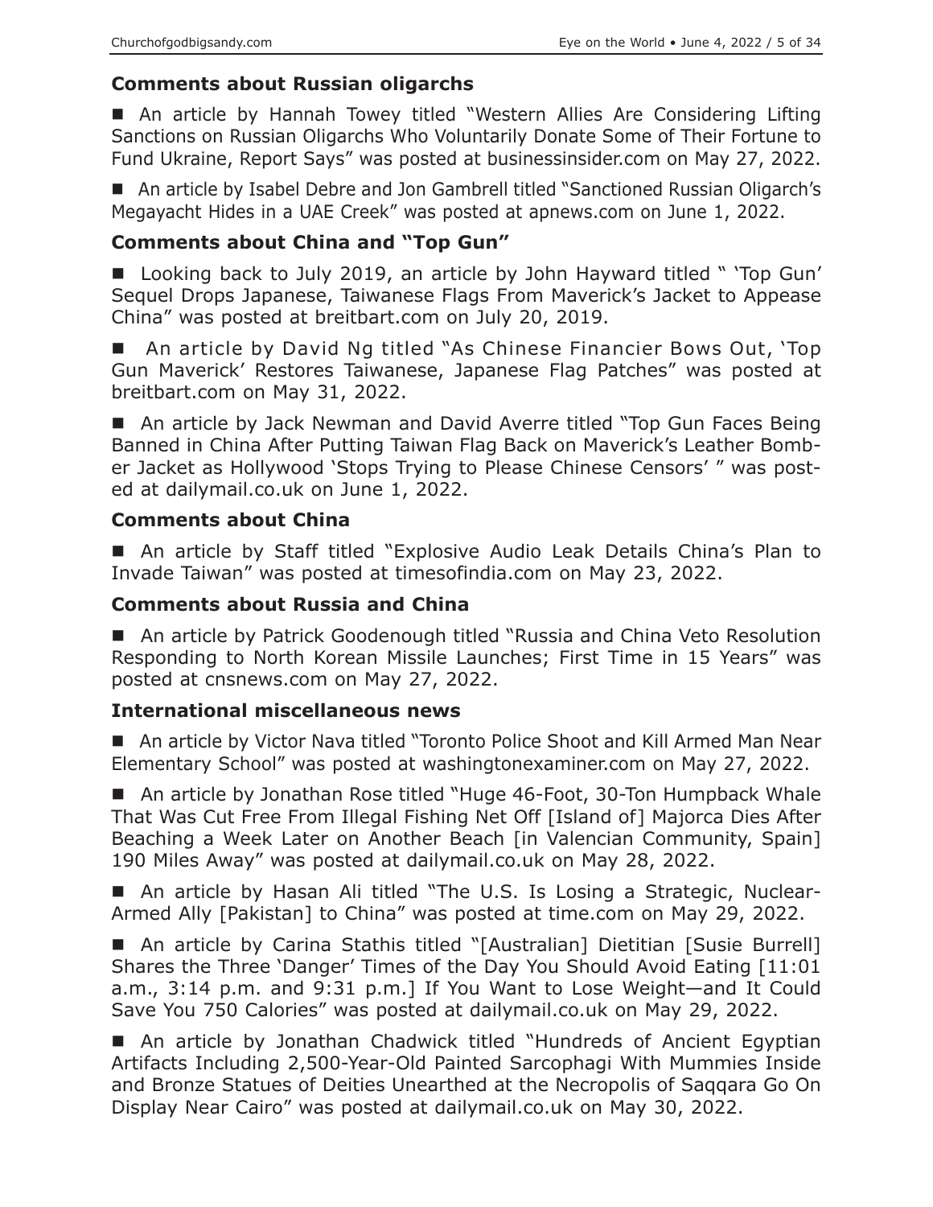## Comments about Russian oligarchs

■ An article by Hannah Towey titled "Western Allies Are Considering Lifting Sanctions on Russian Oligarchs Who Voluntarily Donate Some of Their Fortune to Fund Ukraine, Report Says" was posted at businessinsider.com on May 27, 2022.

■ An article by Isabel Debre and Jon Gambrell titled "Sanctioned Russian Oligarch's Megayacht Hides in a UAE Creek" was posted at apnews.com on June 1, 2022.

## Comments about China and "Top Gun"

■ Looking back to July 2019, an article by John Hayward titled " 'Top Gun' Sequel Drops Japanese, Taiwanese Flags From Maverick's Jacket to Appease China" was posted at breitbart.com on July 20, 2019.

■ An article by David Ng titled "As Chinese Financier Bows Out, 'Top Gun Maverick' Restores Taiwanese, Japanese Flag Patches" was posted at breitbart.com on May 31, 2022.

■ An article by Jack Newman and David Averre titled "Top Gun Faces Being Banned in China After Putting Taiwan Flag Back on Maverick's Leather Bomber Jacket as Hollywood 'Stops Trying to Please Chinese Censors' " was posted at dailymail.co.uk on June 1, 2022.

## Comments about China

■ An article by Staff titled "Explosive Audio Leak Details China's Plan to Invade Taiwan" was posted at timesofindia.com on May 23, 2022.

## Comments about Russia and China

■ An article by Patrick Goodenough titled "Russia and China Veto Resolution Responding to North Korean Missile Launches; First Time in 15 Years" was posted at cnsnews.com on May 27, 2022.

## International miscellaneous news

■ An article by Victor Nava titled "Toronto Police Shoot and Kill Armed Man Near Elementary School" was posted at washingtonexaminer.com on May 27, 2022.

■ An article by Jonathan Rose titled "Huge 46-Foot, 30-Ton Humpback Whale That Was Cut Free From Illegal Fishing Net Off [Island of] Majorca Dies After Beaching a Week Later on Another Beach [in Valencian Community, Spain] 190 Miles Away" was posted at dailymail.co.uk on May 28, 2022.

■ An article by Hasan Ali titled "The U.S. Is Losing a Strategic, Nuclear-Armed Ally [Pakistan] to China" was posted at time.com on May 29, 2022.

■ An article by Carina Stathis titled "[Australian] Dietitian [Susie Burrell] Shares the Three 'Danger' Times of the Day You Should Avoid Eating [11:01 a.m., 3:14 p.m. and 9:31 p.m.] If You Want to Lose Weight—and It Could Save You 750 Calories" was posted at dailymail.co.uk on May 29, 2022.

■ An article by Jonathan Chadwick titled "Hundreds of Ancient Egyptian Artifacts Including 2,500-Year-Old Painted Sarcophagi With Mummies Inside and Bronze Statues of Deities Unearthed at the Necropolis of Saqqara Go On Display Near Cairo" was posted at dailymail.co.uk on May 30, 2022.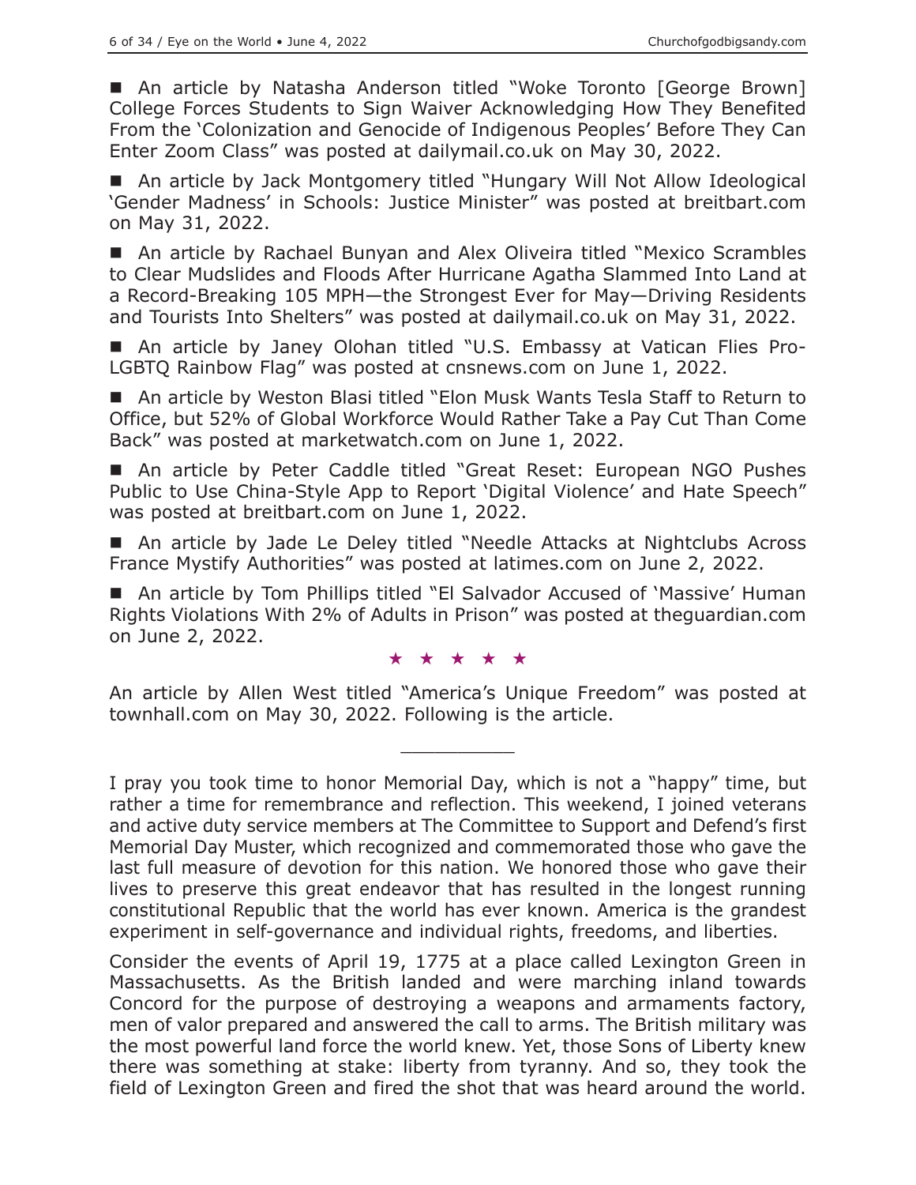■ An article by Natasha Anderson titled "Woke Toronto [George Brown] College Forces Students to Sign Waiver Acknowledging How They Benefited From the 'Colonization and Genocide of Indigenous Peoples' Before They Can Enter Zoom Class" was posted at dailymail.co.uk on May 30, 2022.

■ An article by Jack Montgomery titled "Hungary Will Not Allow Ideological 'Gender Madness' in Schools: Justice Minister" was posted at breitbart.com on May 31, 2022.

■ An article by Rachael Bunyan and Alex Oliveira titled "Mexico Scrambles to Clear Mudslides and Floods After Hurricane Agatha Slammed Into Land at a Record-Breaking 105 MPH—the Strongest Ever for May—Driving Residents and Tourists Into Shelters" was posted at dailymail.co.uk on May 31, 2022.

■ An article by Janey Olohan titled "U.S. Embassy at Vatican Flies Pro-LGBTQ Rainbow Flag" was posted at cnsnews.com on June 1, 2022.

■ An article by Weston Blasi titled "Elon Musk Wants Tesla Staff to Return to Office, but 52% of Global Workforce Would Rather Take a Pay Cut Than Come Back" was posted at marketwatch.com on June 1, 2022.

■ An article by Peter Caddle titled "Great Reset: European NGO Pushes Public to Use China-Style App to Report 'Digital Violence' and Hate Speech" was posted at breitbart.com on June 1, 2022.

■ An article by Jade Le Deley titled "Needle Attacks at Nightclubs Across France Mystify Authorities" was posted at latimes.com on June 2, 2022.

■ An article by Tom Phillips titled "El Salvador Accused of 'Massive' Human Rights Violations With 2% of Adults in Prison" was posted at theguardian.com on June 2, 2022.

★ ★ ★ ★ ★

An article by Allen West titled "America's Unique Freedom" was posted at townhall.com on May 30, 2022. Following is the article.

---

I pray you took time to honor Memorial Day, which is not a "happy" time, but rather a time for remembrance and reflection. This weekend, I joined veterans and active duty service members at The Committee to Support and Defend's first Memorial Day Muster, which recognized and commemorated those who gave the last full measure of devotion for this nation. We honored those who gave their lives to preserve this great endeavor that has resulted in the longest running constitutional Republic that the world has ever known. America is the grandest experiment in self-governance and individual rights, freedoms, and liberties.

Consider the events of April 19, 1775 at a place called Lexington Green in Massachusetts. As the British landed and were marching inland towards Concord for the purpose of destroying a weapons and armaments factory, men of valor prepared and answered the call to arms. The British military was the most powerful land force the world knew. Yet, those Sons of Liberty knew there was something at stake: liberty from tyranny. And so, they took the field of Lexington Green and fired the shot that was heard around the world.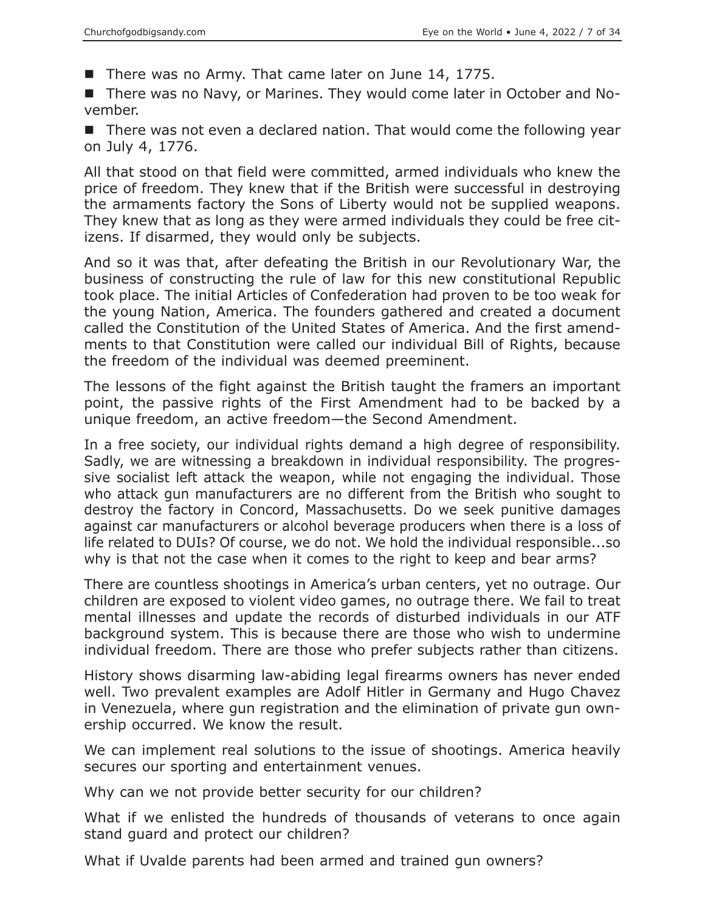- There was no Army. That came later on June 14, 1775.
- There was no Navy, or Marines. They would come later in October and November.
- There was not even a declared nation. That would come the following year on July 4, 1776.

All that stood on that field were committed, armed individuals who knew the price of freedom. They knew that if the British were successful in destroying the armaments factory the Sons of Liberty would not be supplied weapons. They knew that as long as they were armed individuals they could be free citizens. If disarmed, they would only be subjects.

And so it was that, after defeating the British in our Revolutionary War, the business of constructing the rule of law for this new constitutional Republic took place. The initial Articles of Confederation had proven to be too weak for the young Nation, America. The founders gathered and created a document called the Constitution of the United States of America. And the first amendments to that Constitution were called our individual Bill of Rights, because the freedom of the individual was deemed preeminent.

The lessons of the fight against the British taught the framers an important point, the passive rights of the First Amendment had to be backed by a unique freedom, an active freedom—the Second Amendment.

In a free society, our individual rights demand a high degree of responsibility. Sadly, we are witnessing a breakdown in individual responsibility. The progressive socialist left attack the weapon, while not engaging the individual. Those who attack gun manufacturers are no different from the British who sought to destroy the factory in Concord, Massachusetts. Do we seek punitive damages against car manufacturers or alcohol beverage producers when there is a loss of life related to DUIs? Of course, we do not. We hold the individual responsible...so why is that not the case when it comes to the right to keep and bear arms?

There are countless shootings in America's urban centers, yet no outrage. Our children are exposed to violent video games, no outrage there. We fail to treat mental illnesses and update the records of disturbed individuals in our ATF background system. This is because there are those who wish to undermine individual freedom. There are those who prefer subjects rather than citizens.

History shows disarming law-abiding legal firearms owners has never ended well. Two prevalent examples are Adolf Hitler in Germany and Hugo Chavez in Venezuela, where gun registration and the elimination of private gun ownership occurred. We know the result.

We can implement real solutions to the issue of shootings. America heavily secures our sporting and entertainment venues.

Why can we not provide better security for our children?

What if we enlisted the hundreds of thousands of veterans to once again stand guard and protect our children?

What if Uvalde parents had been armed and trained gun owners?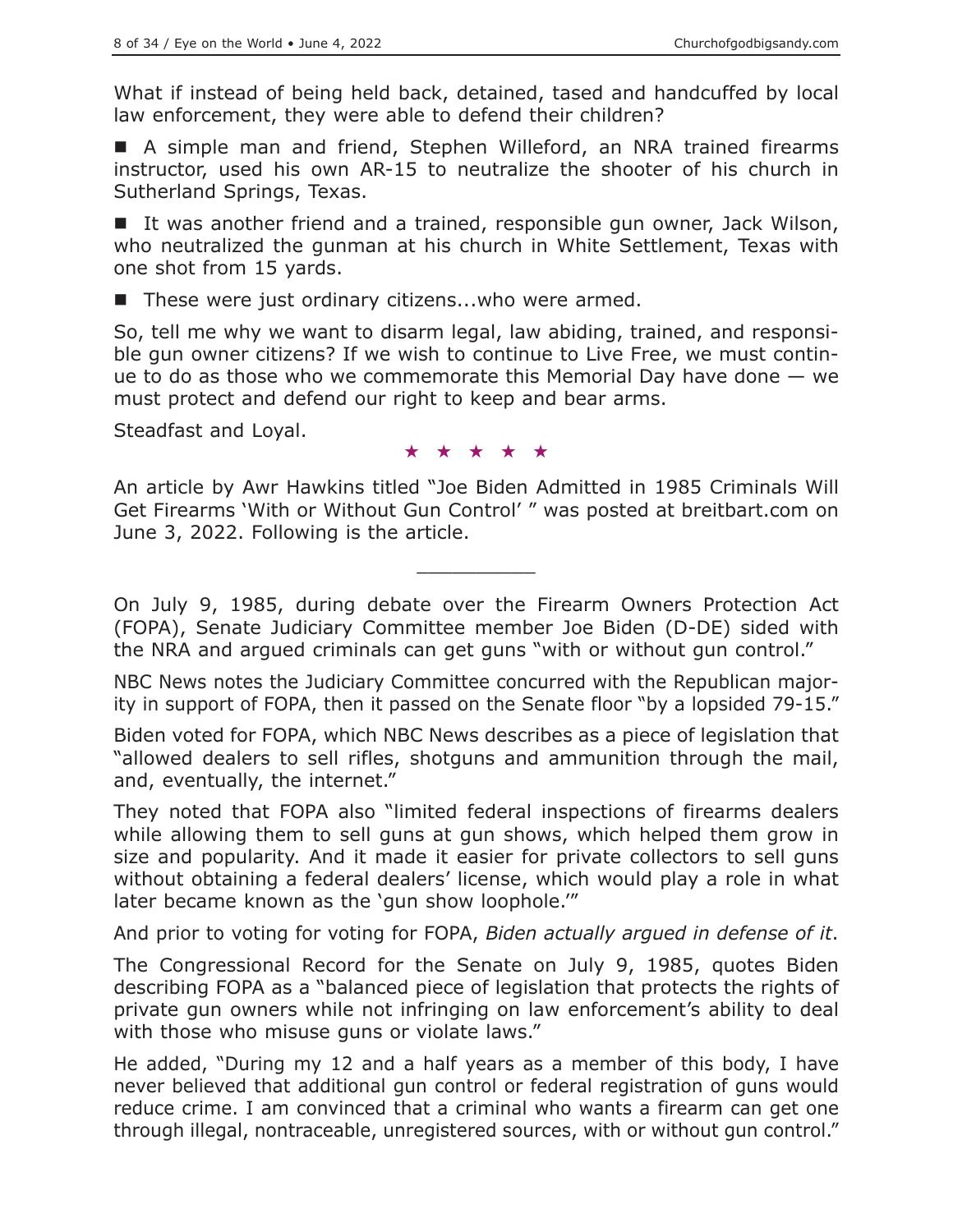What if instead of being held back, detained, tased and handcuffed by local law enforcement, they were able to defend their children?

■ A simple man and friend, Stephen Willeford, an NRA trained firearms instructor, used his own AR-15 to neutralize the shooter of his church in Sutherland Springs, Texas.

■ It was another friend and a trained, responsible gun owner, Jack Wilson, who neutralized the gunman at his church in White Settlement, Texas with one shot from 15 yards.

■ These were just ordinary citizens...who were armed.

So, tell me why we want to disarm legal, law abiding, trained, and responsible gun owner citizens? If we wish to continue to Live Free, we must continue to do as those who we commemorate this Memorial Day have done — we must protect and defend our right to keep and bear arms.

Steadfast and Loyal.

★ ★ ★ ★ ★

An article by Awr Hawkins titled "Joe Biden Admitted in 1985 Criminals Will Get Firearms 'With or Without Gun Control' " was posted at breitbart.com on June 3, 2022. Following is the article.

---

On July 9, 1985, during debate over the Firearm Owners Protection Act (FOPA), Senate Judiciary Committee member Joe Biden (D-DE) sided with the NRA and argued criminals can get guns "with or without gun control."

NBC News notes the Judiciary Committee concurred with the Republican majority in support of FOPA, then it passed on the Senate floor "by a lopsided 79-15."

Biden voted for FOPA, which NBC News describes as a piece of legislation that "allowed dealers to sell rifles, shotguns and ammunition through the mail, and, eventually, the internet."

They noted that FOPA also "limited federal inspections of firearms dealers while allowing them to sell guns at gun shows, which helped them grow in size and popularity. And it made it easier for private collectors to sell guns without obtaining a federal dealers' license, which would play a role in what later became known as the 'gun show loophole.'"

And prior to voting for voting for FOPA, *Biden actually argued in defense of it*.

The Congressional Record for the Senate on July 9, 1985, quotes Biden describing FOPA as a "balanced piece of legislation that protects the rights of private gun owners while not infringing on law enforcement's ability to deal with those who misuse guns or violate laws."

He added, "During my 12 and a half years as a member of this body, I have never believed that additional gun control or federal registration of guns would reduce crime. I am convinced that a criminal who wants a firearm can get one through illegal, nontraceable, unregistered sources, with or without gun control."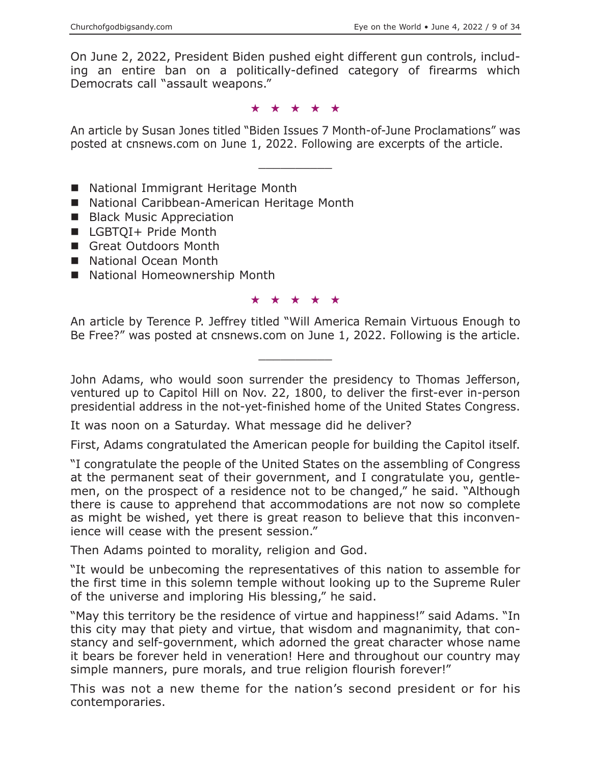On June 2, 2022, President Biden pushed eight different gun controls, including an entire ban on a politically-defined category of firearms which Democrats call "assault weapons."

★ ★ ★ ★ ★

An article by Susan Jones titled "Biden Issues 7 Month-of-June Proclamations" was posted at cnsnews.com on June 1, 2022. Following are excerpts of the article.

---

- National Immigrant Heritage Month
- National Caribbean-American Heritage Month
- Black Music Appreciation
- LGBTQI+ Pride Month
- Great Outdoors Month
- National Ocean Month
- National Homeownership Month

★ ★ ★ ★ ★

An article by Terence P. Jeffrey titled "Will America Remain Virtuous Enough to Be Free?" was posted at cnsnews.com on June 1, 2022. Following is the article.

---

John Adams, who would soon surrender the presidency to Thomas Jefferson, ventured up to Capitol Hill on Nov. 22, 1800, to deliver the first-ever in-person presidential address in the not-yet-finished home of the United States Congress.

It was noon on a Saturday. What message did he deliver?

First, Adams congratulated the American people for building the Capitol itself.

"I congratulate the people of the United States on the assembling of Congress at the permanent seat of their government, and I congratulate you, gentlemen, on the prospect of a residence not to be changed," he said. "Although there is cause to apprehend that accommodations are not now so complete as might be wished, yet there is great reason to believe that this inconvenience will cease with the present session."

Then Adams pointed to morality, religion and God.

"It would be unbecoming the representatives of this nation to assemble for the first time in this solemn temple without looking up to the Supreme Ruler of the universe and imploring His blessing," he said.

"May this territory be the residence of virtue and happiness!" said Adams. "In this city may that piety and virtue, that wisdom and magnanimity, that constancy and self-government, which adorned the great character whose name it bears be forever held in veneration! Here and throughout our country may simple manners, pure morals, and true religion flourish forever!"

This was not a new theme for the nation's second president or for his contemporaries.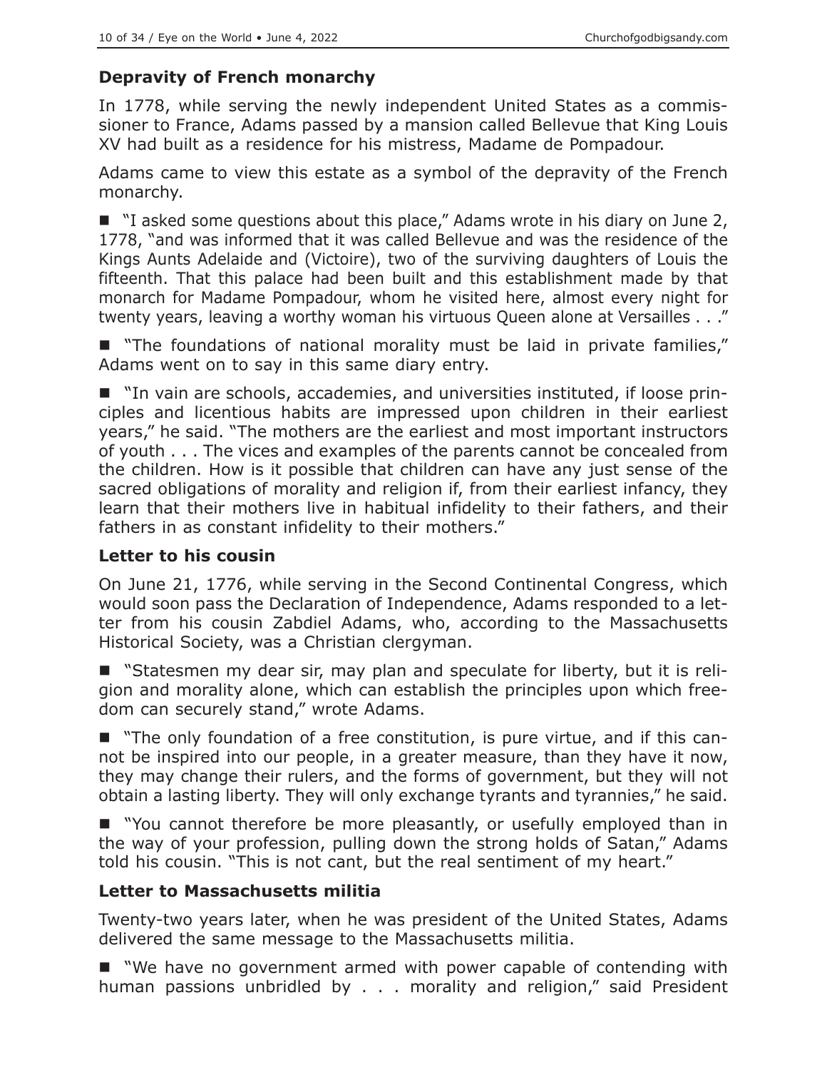### Depravity of French monarchy

In 1778, while serving the newly independent United States as a commissioner to France, Adams passed by a mansion called Bellevue that King Louis XV had built as a residence for his mistress, Madame de Pompadour.

Adams came to view this estate as a symbol of the depravity of the French monarchy.

- "I asked some questions about this place," Adams wrote in his diary on June 2, 1778, "and was informed that it was called Bellevue and was the residence of the Kings Aunts Adelaide and (Victoire), two of the surviving daughters of Louis the fifteenth. That this palace had been built and this establishment made by that monarch for Madame Pompadour, whom he visited here, almost every night for twenty years, leaving a worthy woman his virtuous Queen alone at Versailles . . ."

- "The foundations of national morality must be laid in private families," Adams went on to say in this same diary entry.

- "In vain are schools, accademies, and universities instituted, if loose principles and licentious habits are impressed upon children in their earliest years," he said. "The mothers are the earliest and most important instructors of youth . . . The vices and examples of the parents cannot be concealed from the children. How is it possible that children can have any just sense of the sacred obligations of morality and religion if, from their earliest infancy, they learn that their mothers live in habitual infidelity to their fathers, and their fathers in as constant infidelity to their mothers."

### Letter to his cousin

On June 21, 1776, while serving in the Second Continental Congress, which would soon pass the Declaration of Independence, Adams responded to a letter from his cousin Zabdiel Adams, who, according to the Massachusetts Historical Society, was a Christian clergyman.

- "Statesmen my dear sir, may plan and speculate for liberty, but it is religion and morality alone, which can establish the principles upon which freedom can securely stand," wrote Adams.

- "The only foundation of a free constitution, is pure virtue, and if this cannot be inspired into our people, in a greater measure, than they have it now, they may change their rulers, and the forms of government, but they will not obtain a lasting liberty. They will only exchange tyrants and tyrannies," he said.

- "You cannot therefore be more pleasantly, or usefully employed than in the way of your profession, pulling down the strong holds of Satan," Adams told his cousin. "This is not cant, but the real sentiment of my heart."

### Letter to Massachusetts militia

Twenty-two years later, when he was president of the United States, Adams delivered the same message to the Massachusetts militia.

- "We have no government armed with power capable of contending with human passions unbridled by . . . morality and religion," said President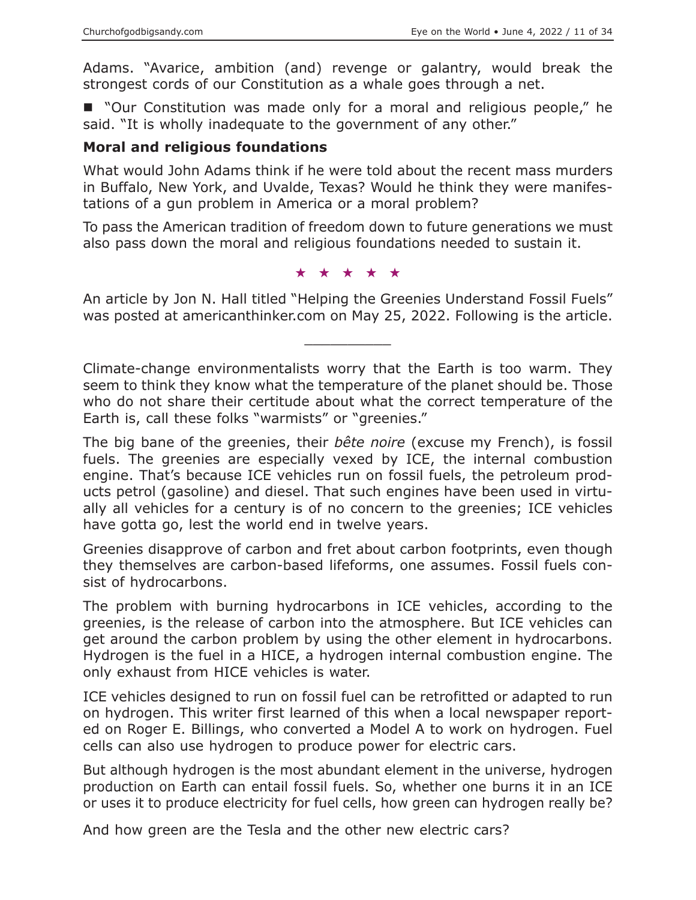Adams. "Avarice, ambition (and) revenge or galantry, would break the strongest cords of our Constitution as a whale goes through a net.

■ "Our Constitution was made only for a moral and religious people," he said. "It is wholly inadequate to the government of any other."

### Moral and religious foundations

What would John Adams think if he were told about the recent mass murders in Buffalo, New York, and Uvalde, Texas? Would he think they were manifestations of a gun problem in America or a moral problem?

To pass the American tradition of freedom down to future generations we must also pass down the moral and religious foundations needed to sustain it.

★ ★ ★ ★ ★

An article by Jon N. Hall titled "Helping the Greenies Understand Fossil Fuels" was posted at americanthinker.com on May 25, 2022. Following is the article.

---

Climate-change environmentalists worry that the Earth is too warm. They seem to think they know what the temperature of the planet should be. Those who do not share their certitude about what the correct temperature of the Earth is, call these folks "warmists" or "greenies."

The big bane of the greenies, their *bête noire* (excuse my French), is fossil fuels. The greenies are especially vexed by ICE, the internal combustion engine. That's because ICE vehicles run on fossil fuels, the petroleum products petrol (gasoline) and diesel. That such engines have been used in virtually all vehicles for a century is of no concern to the greenies; ICE vehicles have gotta go, lest the world end in twelve years.

Greenies disapprove of carbon and fret about carbon footprints, even though they themselves are carbon-based lifeforms, one assumes. Fossil fuels consist of hydrocarbons.

The problem with burning hydrocarbons in ICE vehicles, according to the greenies, is the release of carbon into the atmosphere. But ICE vehicles can get around the carbon problem by using the other element in hydrocarbons. Hydrogen is the fuel in a HICE, a hydrogen internal combustion engine. The only exhaust from HICE vehicles is water.

ICE vehicles designed to run on fossil fuel can be retrofitted or adapted to run on hydrogen. This writer first learned of this when a local newspaper reported on Roger E. Billings, who converted a Model A to work on hydrogen. Fuel cells can also use hydrogen to produce power for electric cars.

But although hydrogen is the most abundant element in the universe, hydrogen production on Earth can entail fossil fuels. So, whether one burns it in an ICE or uses it to produce electricity for fuel cells, how green can hydrogen really be?

And how green are the Tesla and the other new electric cars?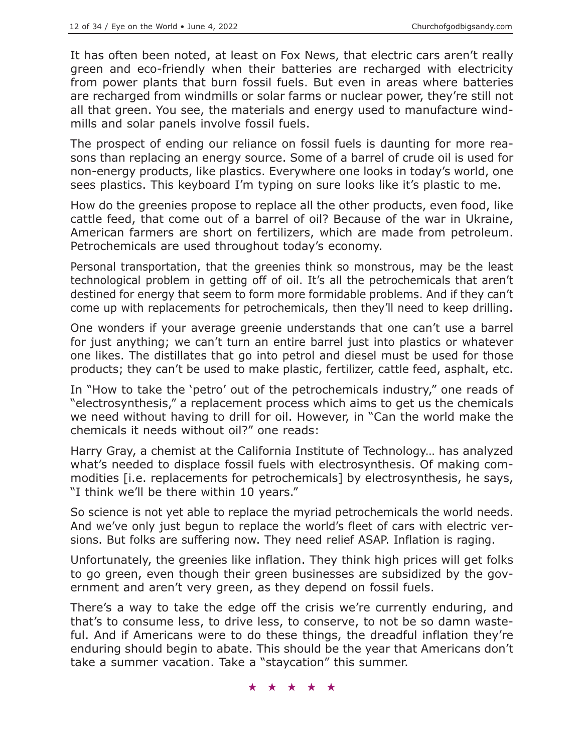It has often been noted, at least on Fox News, that electric cars aren't really green and eco-friendly when their batteries are recharged with electricity from power plants that burn fossil fuels. But even in areas where batteries are recharged from windmills or solar farms or nuclear power, they're still not all that green. You see, the materials and energy used to manufacture windmills and solar panels involve fossil fuels.

The prospect of ending our reliance on fossil fuels is daunting for more reasons than replacing an energy source. Some of a barrel of crude oil is used for non-energy products, like plastics. Everywhere one looks in today's world, one sees plastics. This keyboard I'm typing on sure looks like it's plastic to me.

How do the greenies propose to replace all the other products, even food, like cattle feed, that come out of a barrel of oil? Because of the war in Ukraine, American farmers are short on fertilizers, which are made from petroleum. Petrochemicals are used throughout today's economy.

Personal transportation, that the greenies think so monstrous, may be the least technological problem in getting off of oil. It's all the petrochemicals that aren't destined for energy that seem to form more formidable problems. And if they can't come up with replacements for petrochemicals, then they'll need to keep drilling.

One wonders if your average greenie understands that one can't use a barrel for just anything; we can't turn an entire barrel just into plastics or whatever one likes. The distillates that go into petrol and diesel must be used for those products; they can't be used to make plastic, fertilizer, cattle feed, asphalt, etc.

In "How to take the 'petro' out of the petrochemicals industry," one reads of "electrosynthesis," a replacement process which aims to get us the chemicals we need without having to drill for oil. However, in "Can the world make the chemicals it needs without oil?" one reads:

Harry Gray, a chemist at the California Institute of Technology… has analyzed what's needed to displace fossil fuels with electrosynthesis. Of making commodities [i.e. replacements for petrochemicals] by electrosynthesis, he says, "I think we'll be there within 10 years."

So science is not yet able to replace the myriad petrochemicals the world needs. And we've only just begun to replace the world's fleet of cars with electric versions. But folks are suffering now. They need relief ASAP. Inflation is raging.

Unfortunately, the greenies like inflation. They think high prices will get folks to go green, even though their green businesses are subsidized by the government and aren't very green, as they depend on fossil fuels.

There's a way to take the edge off the crisis we're currently enduring, and that's to consume less, to drive less, to conserve, to not be so damn wasteful. And if Americans were to do these things, the dreadful inflation they're enduring should begin to abate. This should be the year that Americans don't take a summer vacation. Take a "staycation" this summer.

★ ★ ★ ★ ★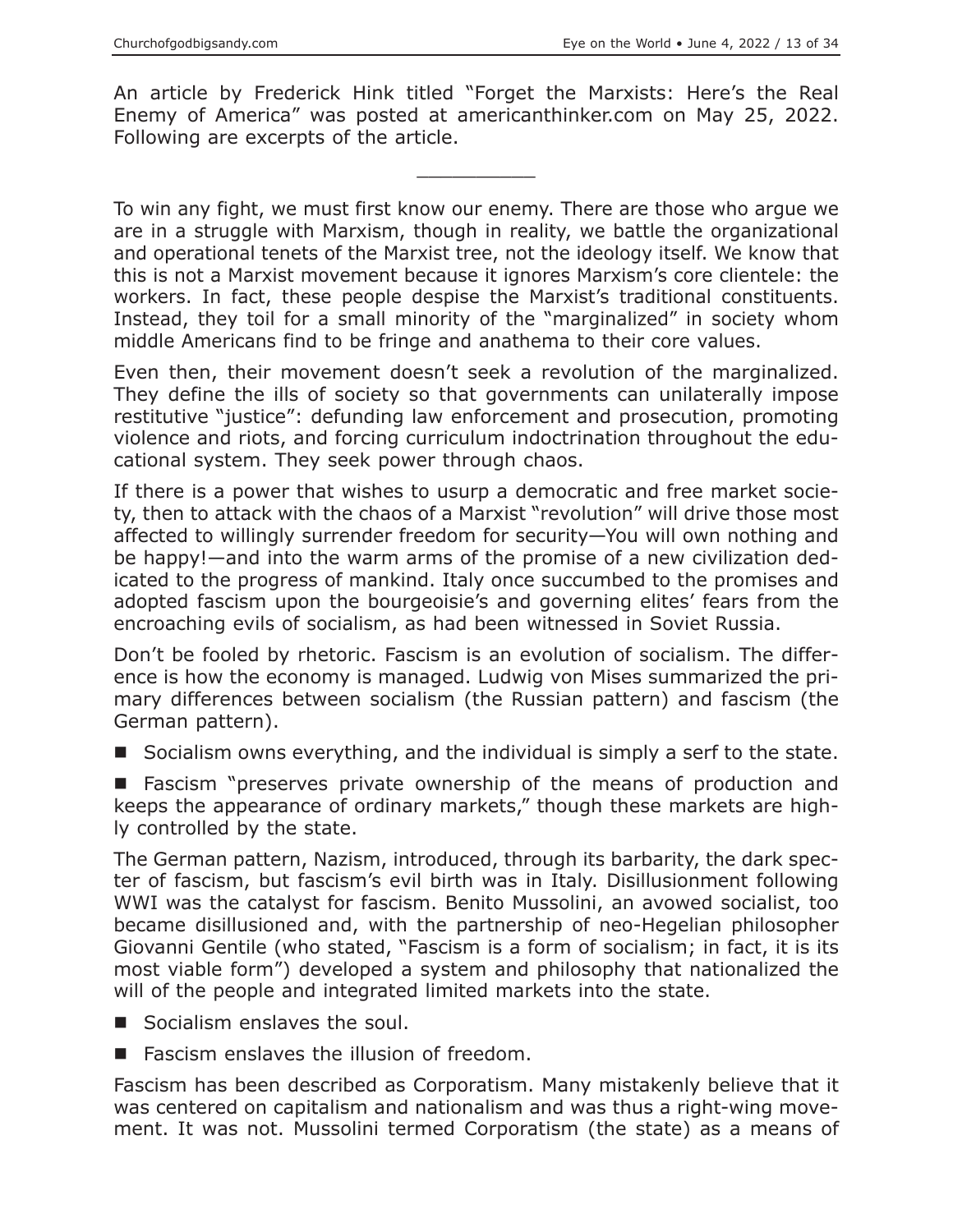An article by Frederick Hink titled "Forget the Marxists: Here's the Real Enemy of America" was posted at americanthinker.com on May 25, 2022. Following are excerpts of the article.

---

To win any fight, we must first know our enemy. There are those who argue we are in a struggle with Marxism, though in reality, we battle the organizational and operational tenets of the Marxist tree, not the ideology itself. We know that this is not a Marxist movement because it ignores Marxism's core clientele: the workers. In fact, these people despise the Marxist's traditional constituents. Instead, they toil for a small minority of the "marginalized" in society whom middle Americans find to be fringe and anathema to their core values.

Even then, their movement doesn't seek a revolution of the marginalized. They define the ills of society so that governments can unilaterally impose restitutive "justice": defunding law enforcement and prosecution, promoting violence and riots, and forcing curriculum indoctrination throughout the educational system. They seek power through chaos.

If there is a power that wishes to usurp a democratic and free market society, then to attack with the chaos of a Marxist "revolution" will drive those most affected to willingly surrender freedom for security—You will own nothing and be happy!—and into the warm arms of the promise of a new civilization dedicated to the progress of mankind. Italy once succumbed to the promises and adopted fascism upon the bourgeoisie's and governing elites' fears from the encroaching evils of socialism, as had been witnessed in Soviet Russia.

Don't be fooled by rhetoric. Fascism is an evolution of socialism. The difference is how the economy is managed. Ludwig von Mises summarized the primary differences between socialism (the Russian pattern) and fascism (the German pattern).

- Socialism owns everything, and the individual is simply a serf to the state.
- Fascism "preserves private ownership of the means of production and keeps the appearance of ordinary markets," though these markets are highly controlled by the state.

The German pattern, Nazism, introduced, through its barbarity, the dark specter of fascism, but fascism's evil birth was in Italy. Disillusionment following WWI was the catalyst for fascism. Benito Mussolini, an avowed socialist, too became disillusioned and, with the partnership of neo-Hegelian philosopher Giovanni Gentile (who stated, "Fascism is a form of socialism; in fact, it is its most viable form") developed a system and philosophy that nationalized the will of the people and integrated limited markets into the state.

- Socialism enslaves the soul.
- Fascism enslaves the illusion of freedom.

Fascism has been described as Corporatism. Many mistakenly believe that it was centered on capitalism and nationalism and was thus a right-wing movement. It was not. Mussolini termed Corporatism (the state) as a means of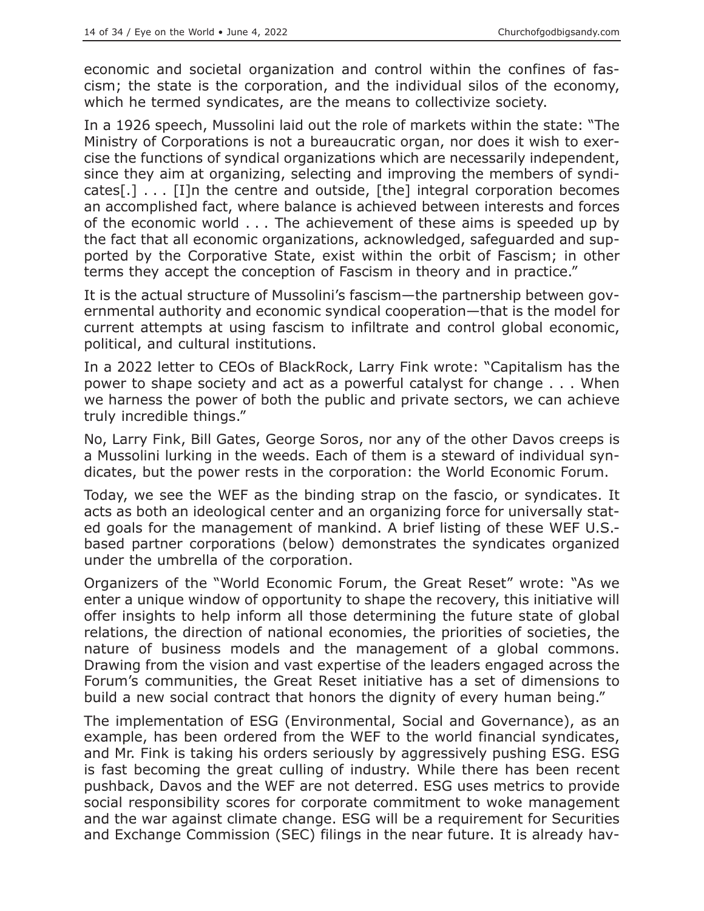economic and societal organization and control within the confines of fascism; the state is the corporation, and the individual silos of the economy, which he termed syndicates, are the means to collectivize society.

In a 1926 speech, Mussolini laid out the role of markets within the state: "The Ministry of Corporations is not a bureaucratic organ, nor does it wish to exercise the functions of syndical organizations which are necessarily independent, since they aim at organizing, selecting and improving the members of syndicates[.] . . . [I]n the centre and outside, [the] integral corporation becomes an accomplished fact, where balance is achieved between interests and forces of the economic world . . . The achievement of these aims is speeded up by the fact that all economic organizations, acknowledged, safeguarded and supported by the Corporative State, exist within the orbit of Fascism; in other terms they accept the conception of Fascism in theory and in practice."

It is the actual structure of Mussolini's fascism—the partnership between governmental authority and economic syndical cooperation—that is the model for current attempts at using fascism to infiltrate and control global economic, political, and cultural institutions.

In a 2022 letter to CEOs of BlackRock, Larry Fink wrote: "Capitalism has the power to shape society and act as a powerful catalyst for change . . . When we harness the power of both the public and private sectors, we can achieve truly incredible things."

No, Larry Fink, Bill Gates, George Soros, nor any of the other Davos creeps is a Mussolini lurking in the weeds. Each of them is a steward of individual syndicates, but the power rests in the corporation: the World Economic Forum.

Today, we see the WEF as the binding strap on the fascio, or syndicates. It acts as both an ideological center and an organizing force for universally stated goals for the management of mankind. A brief listing of these WEF U.S.-based partner corporations (below) demonstrates the syndicates organized under the umbrella of the corporation.

Organizers of the "World Economic Forum, the Great Reset" wrote: "As we enter a unique window of opportunity to shape the recovery, this initiative will offer insights to help inform all those determining the future state of global relations, the direction of national economies, the priorities of societies, the nature of business models and the management of a global commons. Drawing from the vision and vast expertise of the leaders engaged across the Forum's communities, the Great Reset initiative has a set of dimensions to build a new social contract that honors the dignity of every human being."

The implementation of ESG (Environmental, Social and Governance), as an example, has been ordered from the WEF to the world financial syndicates, and Mr. Fink is taking his orders seriously by aggressively pushing ESG. ESG is fast becoming the great culling of industry. While there has been recent pushback, Davos and the WEF are not deterred. ESG uses metrics to provide social responsibility scores for corporate commitment to woke management and the war against climate change. ESG will be a requirement for Securities and Exchange Commission (SEC) filings in the near future. It is already hav-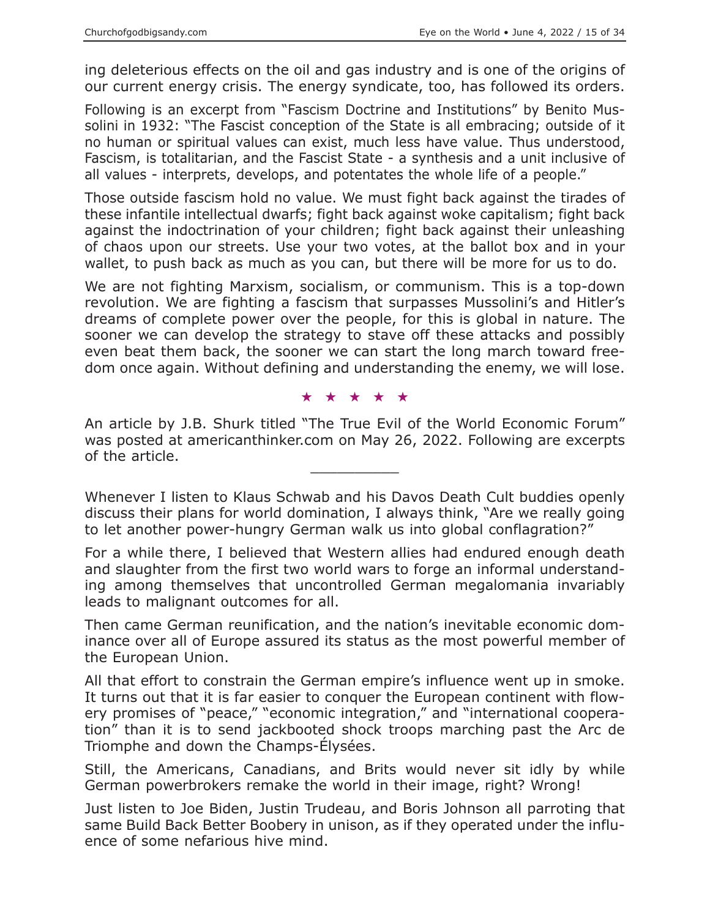ing deleterious effects on the oil and gas industry and is one of the origins of our current energy crisis. The energy syndicate, too, has followed its orders.

Following is an excerpt from "Fascism Doctrine and Institutions" by Benito Mussolini in 1932: "The Fascist conception of the State is all embracing; outside of it no human or spiritual values can exist, much less have value. Thus understood, Fascism, is totalitarian, and the Fascist State - a synthesis and a unit inclusive of all values - interprets, develops, and potentates the whole life of a people."

Those outside fascism hold no value. We must fight back against the tirades of these infantile intellectual dwarfs; fight back against woke capitalism; fight back against the indoctrination of your children; fight back against their unleashing of chaos upon our streets. Use your two votes, at the ballot box and in your wallet, to push back as much as you can, but there will be more for us to do.

We are not fighting Marxism, socialism, or communism. This is a top-down revolution. We are fighting a fascism that surpasses Mussolini's and Hitler's dreams of complete power over the people, for this is global in nature. The sooner we can develop the strategy to stave off these attacks and possibly even beat them back, the sooner we can start the long march toward freedom once again. Without defining and understanding the enemy, we will lose.

★ ★ ★ ★ ★

An article by J.B. Shurk titled "The True Evil of the World Economic Forum" was posted at americanthinker.com on May 26, 2022. Following are excerpts of the article.

---

Whenever I listen to Klaus Schwab and his Davos Death Cult buddies openly discuss their plans for world domination, I always think, "Are we really going to let another power-hungry German walk us into global conflagration?"

For a while there, I believed that Western allies had endured enough death and slaughter from the first two world wars to forge an informal understanding among themselves that uncontrolled German megalomania invariably leads to malignant outcomes for all.

Then came German reunification, and the nation's inevitable economic dominance over all of Europe assured its status as the most powerful member of the European Union.

All that effort to constrain the German empire's influence went up in smoke. It turns out that it is far easier to conquer the European continent with flowery promises of "peace," "economic integration," and "international cooperation" than it is to send jackbooted shock troops marching past the Arc de Triomphe and down the Champs-Élysées.

Still, the Americans, Canadians, and Brits would never sit idly by while German powerbrokers remake the world in their image, right? Wrong!

Just listen to Joe Biden, Justin Trudeau, and Boris Johnson all parroting that same Build Back Better Boobery in unison, as if they operated under the influence of some nefarious hive mind.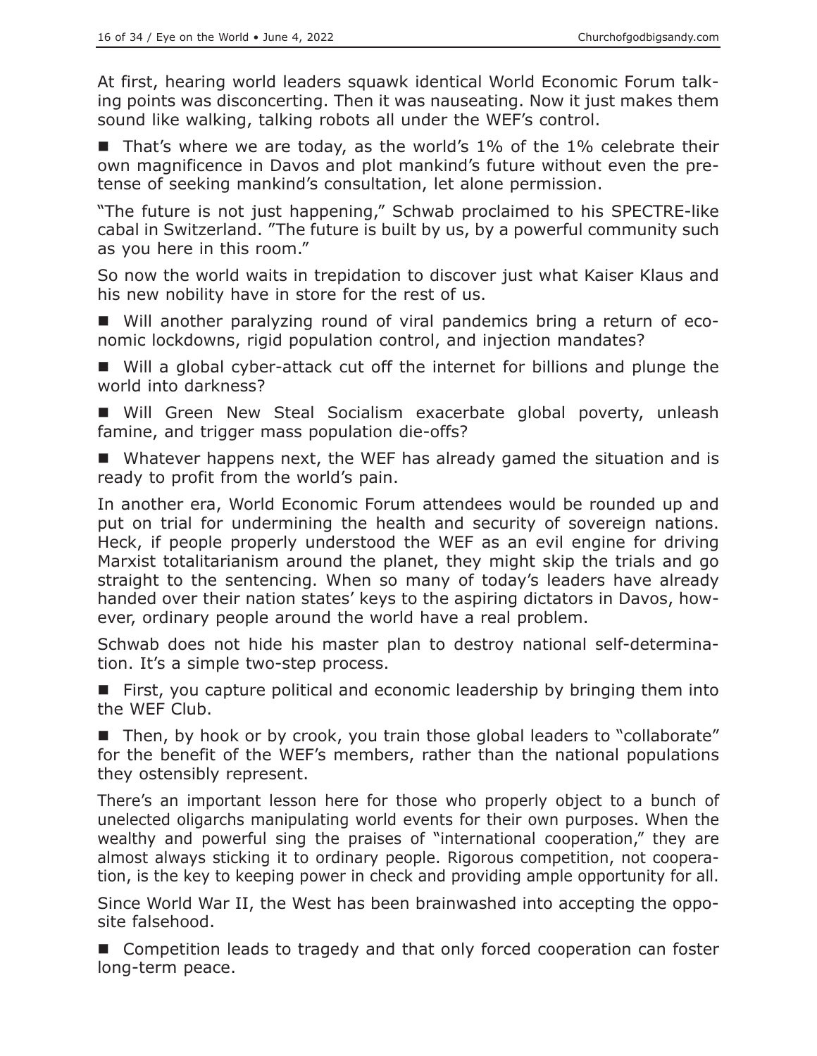At first, hearing world leaders squawk identical World Economic Forum talking points was disconcerting. Then it was nauseating. Now it just makes them sound like walking, talking robots all under the WEF's control.

- That's where we are today, as the world's 1% of the 1% celebrate their own magnificence in Davos and plot mankind's future without even the pretense of seeking mankind's consultation, let alone permission.

"The future is not just happening," Schwab proclaimed to his SPECTRE-like cabal in Switzerland. "The future is built by us, by a powerful community such as you here in this room."

So now the world waits in trepidation to discover just what Kaiser Klaus and his new nobility have in store for the rest of us.

- Will another paralyzing round of viral pandemics bring a return of economic lockdowns, rigid population control, and injection mandates?
- Will a global cyber-attack cut off the internet for billions and plunge the world into darkness?
- Will Green New Steal Socialism exacerbate global poverty, unleash famine, and trigger mass population die-offs?
- Whatever happens next, the WEF has already gamed the situation and is ready to profit from the world's pain.

In another era, World Economic Forum attendees would be rounded up and put on trial for undermining the health and security of sovereign nations. Heck, if people properly understood the WEF as an evil engine for driving Marxist totalitarianism around the planet, they might skip the trials and go straight to the sentencing. When so many of today's leaders have already handed over their nation states' keys to the aspiring dictators in Davos, however, ordinary people around the world have a real problem.

Schwab does not hide his master plan to destroy national self-determination. It's a simple two-step process.

- First, you capture political and economic leadership by bringing them into the WEF Club.
- Then, by hook or by crook, you train those global leaders to "collaborate" for the benefit of the WEF's members, rather than the national populations they ostensibly represent.

There's an important lesson here for those who properly object to a bunch of unelected oligarchs manipulating world events for their own purposes. When the wealthy and powerful sing the praises of "international cooperation," they are almost always sticking it to ordinary people. Rigorous competition, not cooperation, is the key to keeping power in check and providing ample opportunity for all.

Since World War II, the West has been brainwashed into accepting the opposite falsehood.

- Competition leads to tragedy and that only forced cooperation can foster long-term peace.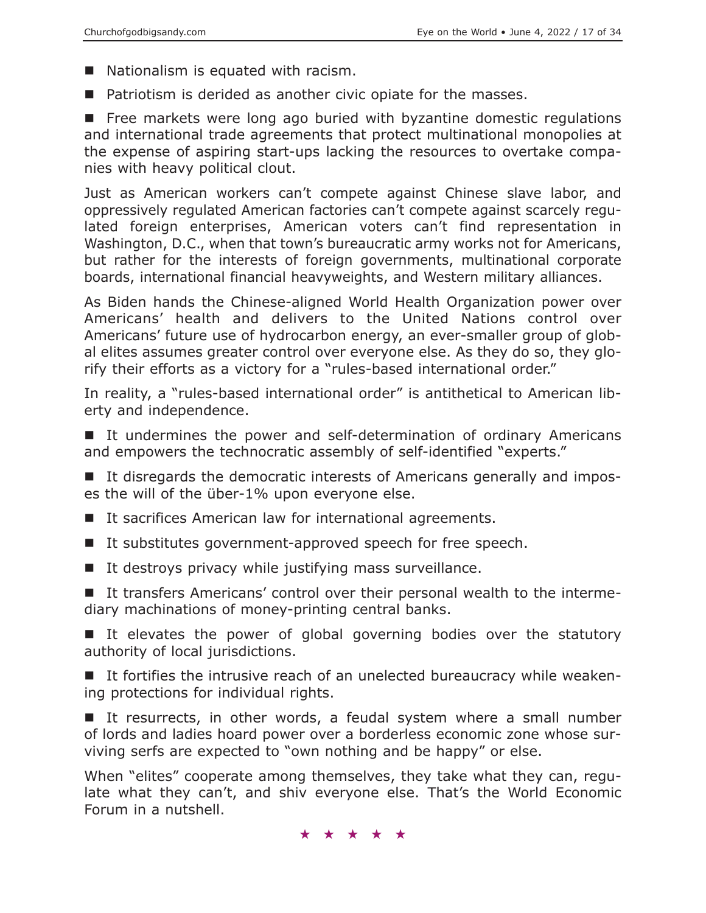- Nationalism is equated with racism.
- Patriotism is derided as another civic opiate for the masses.
- Free markets were long ago buried with byzantine domestic regulations and international trade agreements that protect multinational monopolies at the expense of aspiring start-ups lacking the resources to overtake companies with heavy political clout.

Just as American workers can't compete against Chinese slave labor, and oppressively regulated American factories can't compete against scarcely regulated foreign enterprises, American voters can't find representation in Washington, D.C., when that town's bureaucratic army works not for Americans, but rather for the interests of foreign governments, multinational corporate boards, international financial heavyweights, and Western military alliances.

As Biden hands the Chinese-aligned World Health Organization power over Americans' health and delivers to the United Nations control over Americans' future use of hydrocarbon energy, an ever-smaller group of global elites assumes greater control over everyone else. As they do so, they glorify their efforts as a victory for a "rules-based international order."

In reality, a "rules-based international order" is antithetical to American liberty and independence.

- It undermines the power and self-determination of ordinary Americans and empowers the technocratic assembly of self-identified "experts."
- It disregards the democratic interests of Americans generally and imposes the will of the über-1% upon everyone else.
- It sacrifices American law for international agreements.
- It substitutes government-approved speech for free speech.
- It destroys privacy while justifying mass surveillance.
- It transfers Americans' control over their personal wealth to the intermediary machinations of money-printing central banks.
- It elevates the power of global governing bodies over the statutory authority of local jurisdictions.
- It fortifies the intrusive reach of an unelected bureaucracy while weakening protections for individual rights.
- It resurrects, in other words, a feudal system where a small number of lords and ladies hoard power over a borderless economic zone whose surviving serfs are expected to "own nothing and be happy" or else.

When "elites" cooperate among themselves, they take what they can, regulate what they can't, and shiv everyone else. That's the World Economic Forum in a nutshell.

★ ★ ★ ★ ★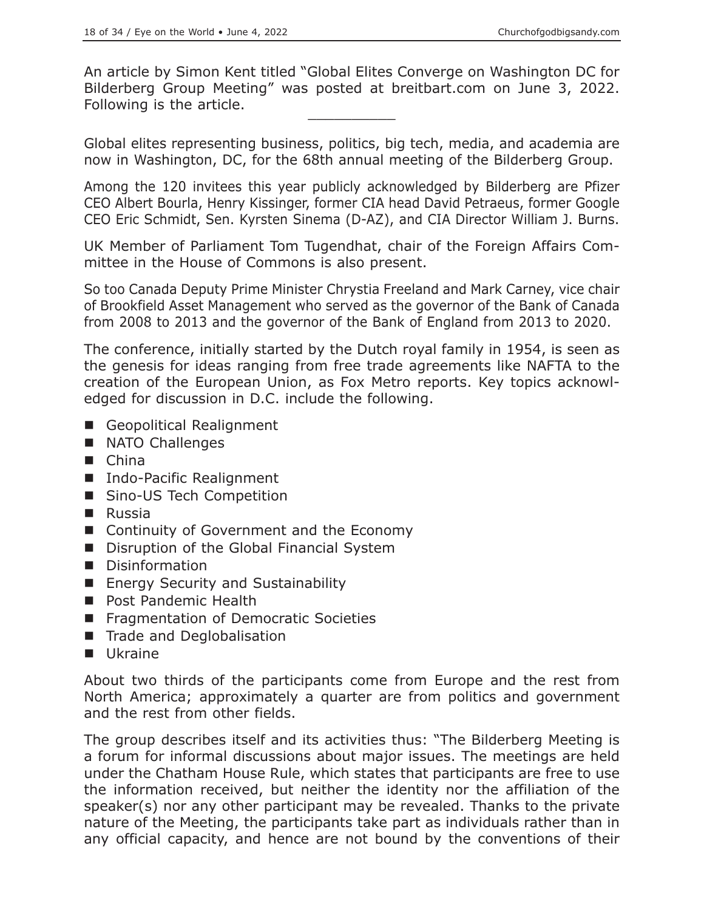An article by Simon Kent titled "Global Elites Converge on Washington DC for Bilderberg Group Meeting" was posted at breitbart.com on June 3, 2022. Following is the article.

---

Global elites representing business, politics, big tech, media, and academia are now in Washington, DC, for the 68th annual meeting of the Bilderberg Group.

Among the 120 invitees this year publicly acknowledged by Bilderberg are Pfizer CEO Albert Bourla, Henry Kissinger, former CIA head David Petraeus, former Google CEO Eric Schmidt, Sen. Kyrsten Sinema (D-AZ), and CIA Director William J. Burns.

UK Member of Parliament Tom Tugendhat, chair of the Foreign Affairs Committee in the House of Commons is also present.

So too Canada Deputy Prime Minister Chrystia Freeland and Mark Carney, vice chair of Brookfield Asset Management who served as the governor of the Bank of Canada from 2008 to 2013 and the governor of the Bank of England from 2013 to 2020.

The conference, initially started by the Dutch royal family in 1954, is seen as the genesis for ideas ranging from free trade agreements like NAFTA to the creation of the European Union, as Fox Metro reports. Key topics acknowledged for discussion in D.C. include the following.

- Geopolitical Realignment
- NATO Challenges
- China
- Indo-Pacific Realignment
- Sino-US Tech Competition
- Russia
- Continuity of Government and the Economy
- Disruption of the Global Financial System
- Disinformation
- Energy Security and Sustainability
- Post Pandemic Health
- Fragmentation of Democratic Societies
- Trade and Deglobalisation
- Ukraine

About two thirds of the participants come from Europe and the rest from North America; approximately a quarter are from politics and government and the rest from other fields.

The group describes itself and its activities thus: "The Bilderberg Meeting is a forum for informal discussions about major issues. The meetings are held under the Chatham House Rule, which states that participants are free to use the information received, but neither the identity nor the affiliation of the speaker(s) nor any other participant may be revealed. Thanks to the private nature of the Meeting, the participants take part as individuals rather than in any official capacity, and hence are not bound by the conventions of their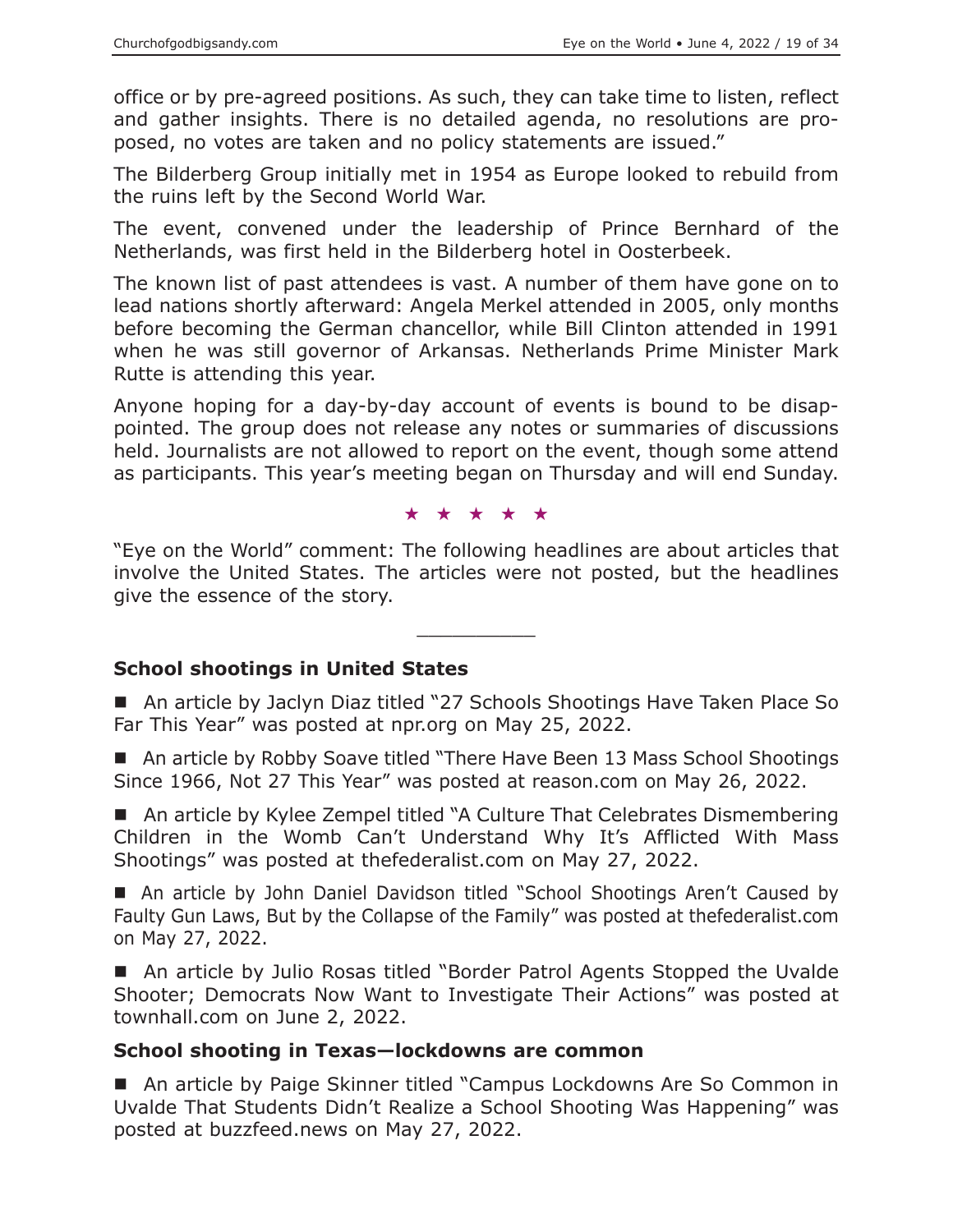office or by pre-agreed positions. As such, they can take time to listen, reflect and gather insights. There is no detailed agenda, no resolutions are proposed, no votes are taken and no policy statements are issued."

The Bilderberg Group initially met in 1954 as Europe looked to rebuild from the ruins left by the Second World War.

The event, convened under the leadership of Prince Bernhard of the Netherlands, was first held in the Bilderberg hotel in Oosterbeek.

The known list of past attendees is vast. A number of them have gone on to lead nations shortly afterward: Angela Merkel attended in 2005, only months before becoming the German chancellor, while Bill Clinton attended in 1991 when he was still governor of Arkansas. Netherlands Prime Minister Mark Rutte is attending this year.

Anyone hoping for a day-by-day account of events is bound to be disappointed. The group does not release any notes or summaries of discussions held. Journalists are not allowed to report on the event, though some attend as participants. This year's meeting began on Thursday and will end Sunday.

★ ★ ★ ★ ★

"Eye on the World" comment: The following headlines are about articles that involve the United States. The articles were not posted, but the headlines give the essence of the story.

---

### School shootings in United States

- An article by Jaclyn Diaz titled "27 Schools Shootings Have Taken Place So Far This Year" was posted at npr.org on May 25, 2022.
- An article by Robby Soave titled "There Have Been 13 Mass School Shootings Since 1966, Not 27 This Year" was posted at reason.com on May 26, 2022.
- An article by Kylee Zempel titled "A Culture That Celebrates Dismembering Children in the Womb Can't Understand Why It's Afflicted With Mass Shootings" was posted at thefederalist.com on May 27, 2022.
- An article by John Daniel Davidson titled "School Shootings Aren't Caused by Faulty Gun Laws, But by the Collapse of the Family" was posted at thefederalist.com on May 27, 2022.
- An article by Julio Rosas titled "Border Patrol Agents Stopped the Uvalde Shooter; Democrats Now Want to Investigate Their Actions" was posted at townhall.com on June 2, 2022.

### School shooting in Texas—lockdowns are common

- An article by Paige Skinner titled "Campus Lockdowns Are So Common in Uvalde That Students Didn't Realize a School Shooting Was Happening" was posted at buzzfeed.news on May 27, 2022.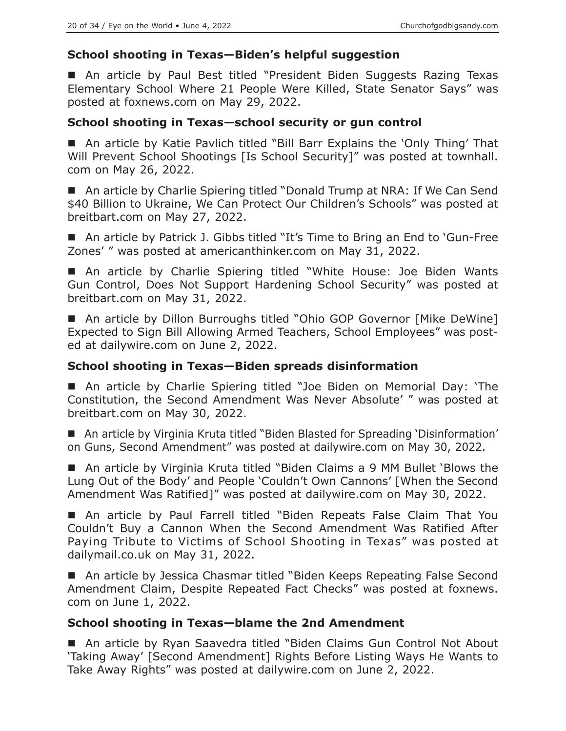### School shooting in Texas—Biden's helpful suggestion

■ An article by Paul Best titled "President Biden Suggests Razing Texas Elementary School Where 21 People Were Killed, State Senator Says" was posted at foxnews.com on May 29, 2022.

### School shooting in Texas—school security or gun control

■ An article by Katie Pavlich titled "Bill Barr Explains the 'Only Thing' That Will Prevent School Shootings [Is School Security]" was posted at townhall.com on May 26, 2022.

■ An article by Charlie Spiering titled "Donald Trump at NRA: If We Can Send $40 Billion to Ukraine, We Can Protect Our Children's Schools" was posted at breitbart.com on May 27, 2022.

■ An article by Patrick J. Gibbs titled "It's Time to Bring an End to 'Gun-Free Zones' " was posted at americanthinker.com on May 31, 2022.

■ An article by Charlie Spiering titled "White House: Joe Biden Wants Gun Control, Does Not Support Hardening School Security" was posted at breitbart.com on May 31, 2022.

■ An article by Dillon Burroughs titled "Ohio GOP Governor [Mike DeWine] Expected to Sign Bill Allowing Armed Teachers, School Employees" was posted at dailywire.com on June 2, 2022.

### School shooting in Texas—Biden spreads disinformation

■ An article by Charlie Spiering titled "Joe Biden on Memorial Day: 'The Constitution, the Second Amendment Was Never Absolute' " was posted at breitbart.com on May 30, 2022.

■ An article by Virginia Kruta titled "Biden Blasted for Spreading 'Disinformation' on Guns, Second Amendment" was posted at dailywire.com on May 30, 2022.

■ An article by Virginia Kruta titled "Biden Claims a 9 MM Bullet 'Blows the Lung Out of the Body' and People 'Couldn't Own Cannons' [When the Second Amendment Was Ratified]" was posted at dailywire.com on May 30, 2022.

■ An article by Paul Farrell titled "Biden Repeats False Claim That You Couldn't Buy a Cannon When the Second Amendment Was Ratified After Paying Tribute to Victims of School Shooting in Texas" was posted at dailymail.co.uk on May 31, 2022.

■ An article by Jessica Chasmar titled "Biden Keeps Repeating False Second Amendment Claim, Despite Repeated Fact Checks" was posted at foxnews.com on June 1, 2022.

### School shooting in Texas—blame the 2nd Amendment

■ An article by Ryan Saavedra titled "Biden Claims Gun Control Not About 'Taking Away' [Second Amendment] Rights Before Listing Ways He Wants to Take Away Rights" was posted at dailywire.com on June 2, 2022.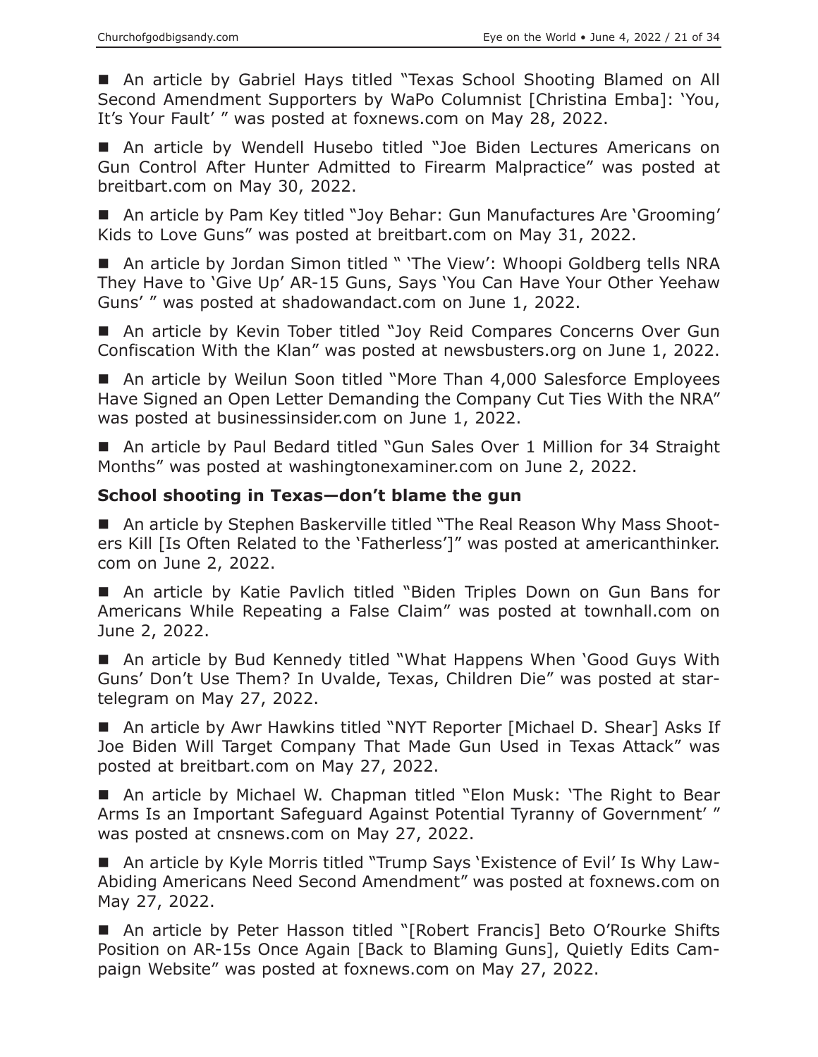■ An article by Gabriel Hays titled "Texas School Shooting Blamed on All Second Amendment Supporters by WaPo Columnist [Christina Emba]: 'You, It's Your Fault' " was posted at foxnews.com on May 28, 2022.

■ An article by Wendell Husebo titled "Joe Biden Lectures Americans on Gun Control After Hunter Admitted to Firearm Malpractice" was posted at breitbart.com on May 30, 2022.

■ An article by Pam Key titled "Joy Behar: Gun Manufactures Are 'Grooming' Kids to Love Guns" was posted at breitbart.com on May 31, 2022.

■ An article by Jordan Simon titled " 'The View': Whoopi Goldberg tells NRA They Have to 'Give Up' AR-15 Guns, Says 'You Can Have Your Other Yeehaw Guns' " was posted at shadowandact.com on June 1, 2022.

■ An article by Kevin Tober titled "Joy Reid Compares Concerns Over Gun Confiscation With the Klan" was posted at newsbusters.org on June 1, 2022.

■ An article by Weilun Soon titled "More Than 4,000 Salesforce Employees Have Signed an Open Letter Demanding the Company Cut Ties With the NRA" was posted at businessinsider.com on June 1, 2022.

■ An article by Paul Bedard titled "Gun Sales Over 1 Million for 34 Straight Months" was posted at washingtonexaminer.com on June 2, 2022.

**School shooting in Texas—don't blame the gun**

■ An article by Stephen Baskerville titled "The Real Reason Why Mass Shooters Kill [Is Often Related to the 'Fatherless']" was posted at americanthinker.com on June 2, 2022.

■ An article by Katie Pavlich titled "Biden Triples Down on Gun Bans for Americans While Repeating a False Claim" was posted at townhall.com on June 2, 2022.

■ An article by Bud Kennedy titled "What Happens When 'Good Guys With Guns' Don't Use Them? In Uvalde, Texas, Children Die" was posted at star-telegram on May 27, 2022.

■ An article by Awr Hawkins titled "NYT Reporter [Michael D. Shear] Asks If Joe Biden Will Target Company That Made Gun Used in Texas Attack" was posted at breitbart.com on May 27, 2022.

■ An article by Michael W. Chapman titled "Elon Musk: 'The Right to Bear Arms Is an Important Safeguard Against Potential Tyranny of Government' " was posted at cnsnews.com on May 27, 2022.

■ An article by Kyle Morris titled "Trump Says 'Existence of Evil' Is Why Law-Abiding Americans Need Second Amendment" was posted at foxnews.com on May 27, 2022.

■ An article by Peter Hasson titled "[Robert Francis] Beto O'Rourke Shifts Position on AR-15s Once Again [Back to Blaming Guns], Quietly Edits Campaign Website" was posted at foxnews.com on May 27, 2022.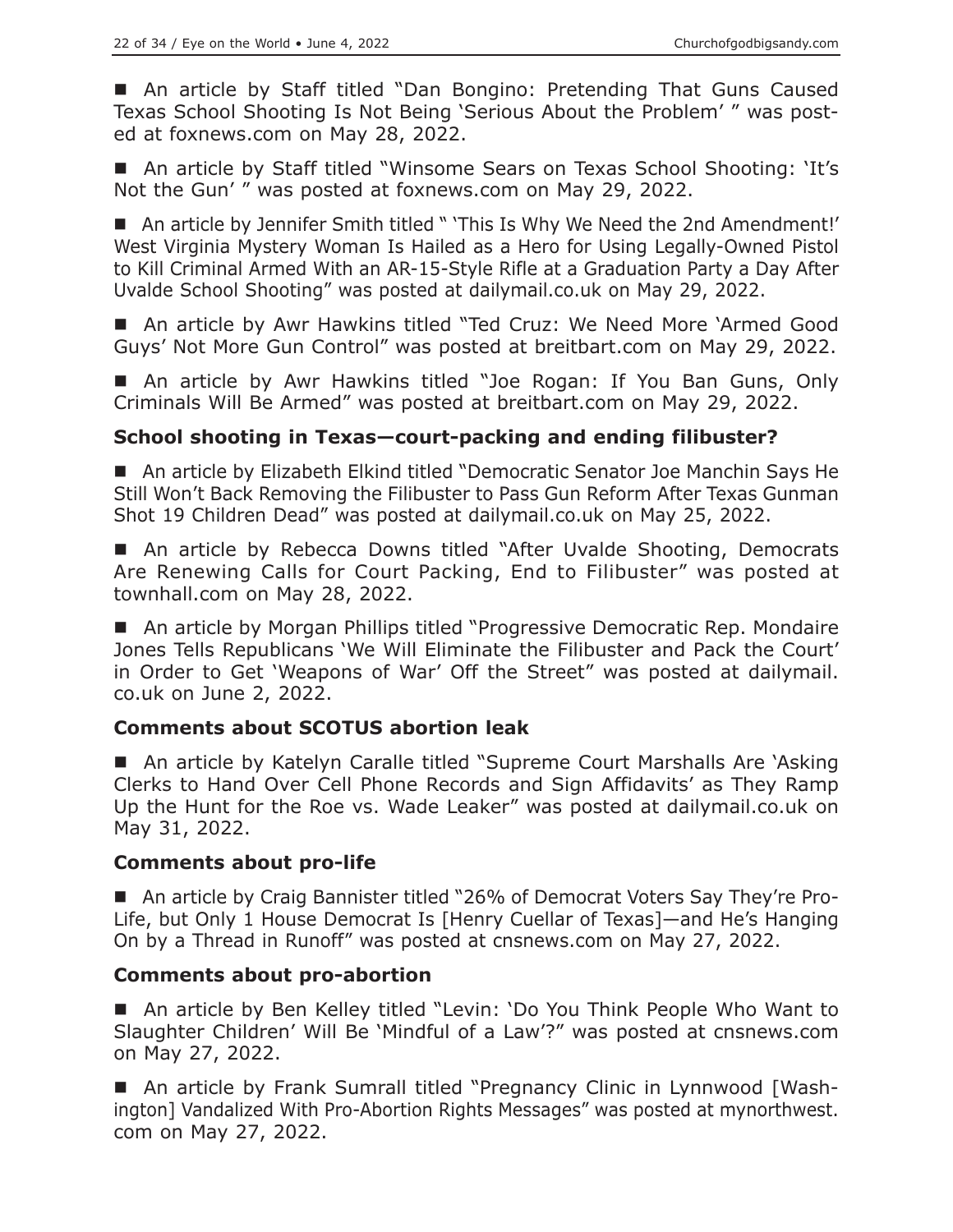- An article by Staff titled "Dan Bongino: Pretending That Guns Caused Texas School Shooting Is Not Being 'Serious About the Problem' " was posted at foxnews.com on May 28, 2022.

- An article by Staff titled "Winsome Sears on Texas School Shooting: 'It's Not the Gun' " was posted at foxnews.com on May 29, 2022.

- An article by Jennifer Smith titled " 'This Is Why We Need the 2nd Amendment!' West Virginia Mystery Woman Is Hailed as a Hero for Using Legally-Owned Pistol to Kill Criminal Armed With an AR-15-Style Rifle at a Graduation Party a Day After Uvalde School Shooting" was posted at dailymail.co.uk on May 29, 2022.

- An article by Awr Hawkins titled "Ted Cruz: We Need More 'Armed Good Guys' Not More Gun Control" was posted at breitbart.com on May 29, 2022.

- An article by Awr Hawkins titled "Joe Rogan: If You Ban Guns, Only Criminals Will Be Armed" was posted at breitbart.com on May 29, 2022.

### School shooting in Texas—court-packing and ending filibuster?

- An article by Elizabeth Elkind titled "Democratic Senator Joe Manchin Says He Still Won't Back Removing the Filibuster to Pass Gun Reform After Texas Gunman Shot 19 Children Dead" was posted at dailymail.co.uk on May 25, 2022.

- An article by Rebecca Downs titled "After Uvalde Shooting, Democrats Are Renewing Calls for Court Packing, End to Filibuster" was posted at townhall.com on May 28, 2022.

- An article by Morgan Phillips titled "Progressive Democratic Rep. Mondaire Jones Tells Republicans 'We Will Eliminate the Filibuster and Pack the Court' in Order to Get 'Weapons of War' Off the Street" was posted at dailymail.co.uk on June 2, 2022.

### Comments about SCOTUS abortion leak

- An article by Katelyn Caralle titled "Supreme Court Marshalls Are 'Asking Clerks to Hand Over Cell Phone Records and Sign Affidavits' as They Ramp Up the Hunt for the Roe vs. Wade Leaker" was posted at dailymail.co.uk on May 31, 2022.

### Comments about pro-life

- An article by Craig Bannister titled "26% of Democrat Voters Say They're Pro-Life, but Only 1 House Democrat Is [Henry Cuellar of Texas]—and He's Hanging On by a Thread in Runoff" was posted at cnsnews.com on May 27, 2022.

### Comments about pro-abortion

- An article by Ben Kelley titled "Levin: 'Do You Think People Who Want to Slaughter Children' Will Be 'Mindful of a Law'?" was posted at cnsnews.com on May 27, 2022.

- An article by Frank Sumrall titled "Pregnancy Clinic in Lynnwood [Washington] Vandalized With Pro-Abortion Rights Messages" was posted at mynorthwest.com on May 27, 2022.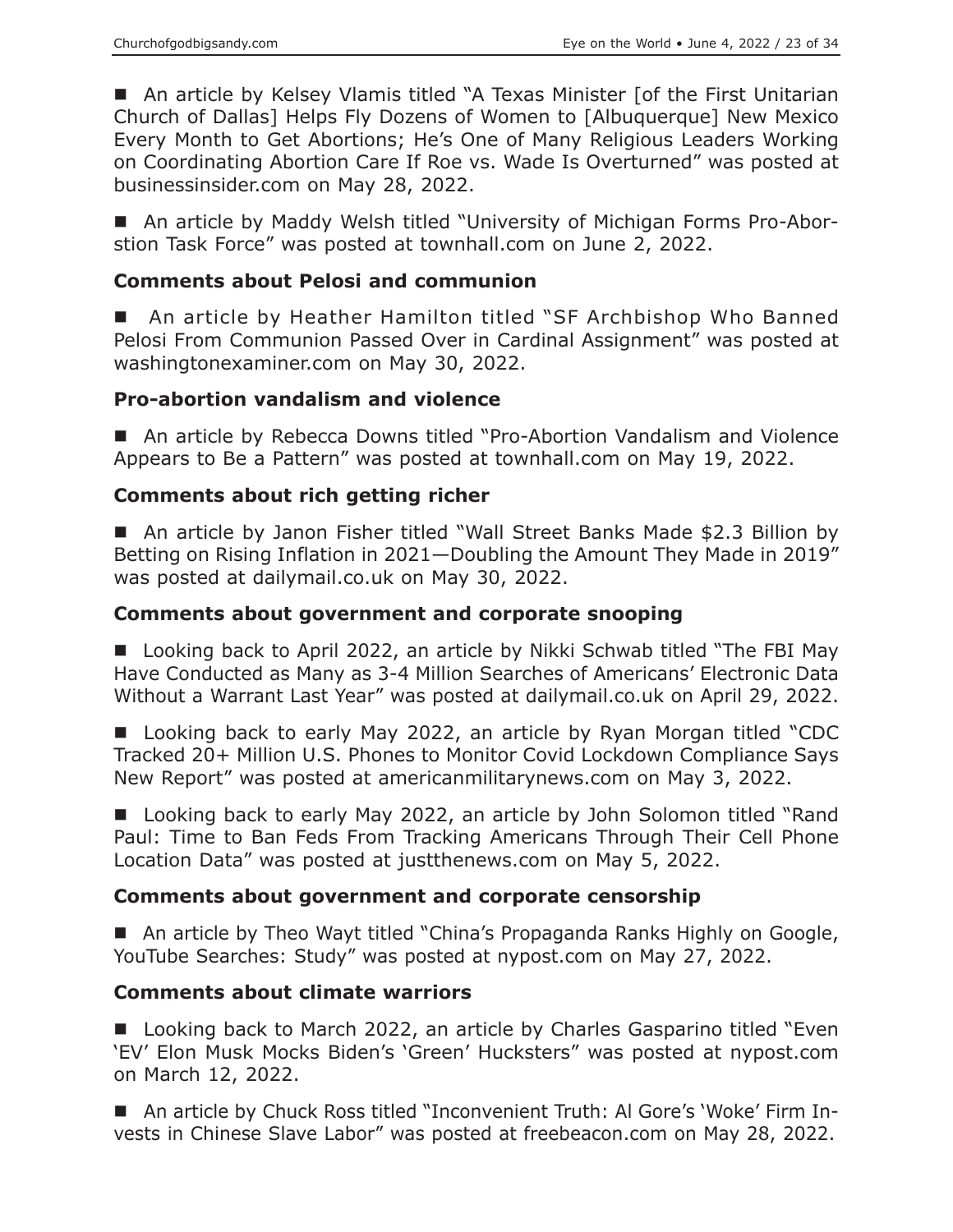■ An article by Kelsey Vlamis titled "A Texas Minister [of the First Unitarian Church of Dallas] Helps Fly Dozens of Women to [Albuquerque] New Mexico Every Month to Get Abortions; He's One of Many Religious Leaders Working on Coordinating Abortion Care If Roe vs. Wade Is Overturned" was posted at businessinsider.com on May 28, 2022.

■ An article by Maddy Welsh titled "University of Michigan Forms Pro-Aborstion Task Force" was posted at townhall.com on June 2, 2022.

### Comments about Pelosi and communion

■ An article by Heather Hamilton titled "SF Archbishop Who Banned Pelosi From Communion Passed Over in Cardinal Assignment" was posted at washingtonexaminer.com on May 30, 2022.

### Pro-abortion vandalism and violence

■ An article by Rebecca Downs titled "Pro-Abortion Vandalism and Violence Appears to Be a Pattern" was posted at townhall.com on May 19, 2022.

### Comments about rich getting richer

■ An article by Janon Fisher titled "Wall Street Banks Made $2.3 Billion by Betting on Rising Inflation in 2021—Doubling the Amount They Made in 2019" was posted at dailymail.co.uk on May 30, 2022.

### Comments about government and corporate snooping

■ Looking back to April 2022, an article by Nikki Schwab titled "The FBI May Have Conducted as Many as 3-4 Million Searches of Americans' Electronic Data Without a Warrant Last Year" was posted at dailymail.co.uk on April 29, 2022.

■ Looking back to early May 2022, an article by Ryan Morgan titled "CDC Tracked 20+ Million U.S. Phones to Monitor Covid Lockdown Compliance Says New Report" was posted at americanmilitarynews.com on May 3, 2022.

■ Looking back to early May 2022, an article by John Solomon titled "Rand Paul: Time to Ban Feds From Tracking Americans Through Their Cell Phone Location Data" was posted at justthenews.com on May 5, 2022.

### Comments about government and corporate censorship

■ An article by Theo Wayt titled "China's Propaganda Ranks Highly on Google, YouTube Searches: Study" was posted at nypost.com on May 27, 2022.

### Comments about climate warriors

■ Looking back to March 2022, an article by Charles Gasparino titled "Even 'EV' Elon Musk Mocks Biden's 'Green' Hucksters" was posted at nypost.com on March 12, 2022.

■ An article by Chuck Ross titled "Inconvenient Truth: Al Gore's 'Woke' Firm Invests in Chinese Slave Labor" was posted at freebeacon.com on May 28, 2022.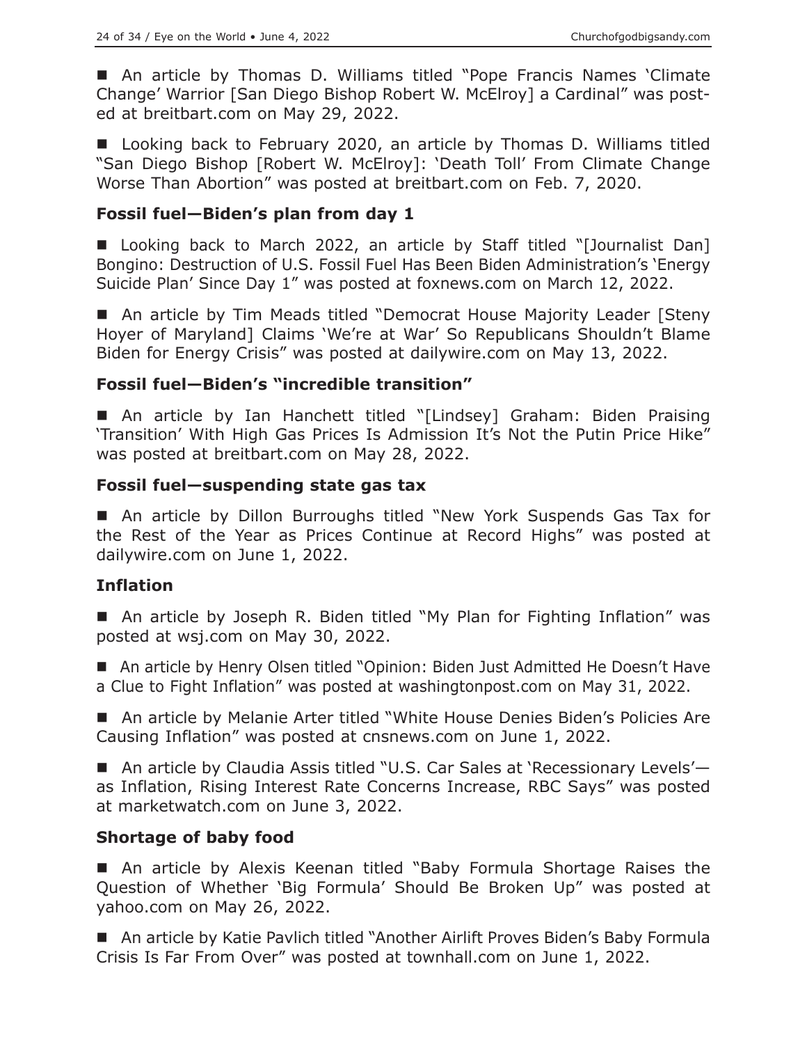■ An article by Thomas D. Williams titled "Pope Francis Names 'Climate Change' Warrior [San Diego Bishop Robert W. McElroy] a Cardinal" was posted at breitbart.com on May 29, 2022.

■ Looking back to February 2020, an article by Thomas D. Williams titled "San Diego Bishop [Robert W. McElroy]: 'Death Toll' From Climate Change Worse Than Abortion" was posted at breitbart.com on Feb. 7, 2020.

### Fossil fuel—Biden's plan from day 1

■ Looking back to March 2022, an article by Staff titled "[Journalist Dan] Bongino: Destruction of U.S. Fossil Fuel Has Been Biden Administration's 'Energy Suicide Plan' Since Day 1" was posted at foxnews.com on March 12, 2022.

■ An article by Tim Meads titled "Democrat House Majority Leader [Steny Hoyer of Maryland] Claims 'We're at War' So Republicans Shouldn't Blame Biden for Energy Crisis" was posted at dailywire.com on May 13, 2022.

### Fossil fuel—Biden's "incredible transition"

■ An article by Ian Hanchett titled "[Lindsey] Graham: Biden Praising 'Transition' With High Gas Prices Is Admission It's Not the Putin Price Hike" was posted at breitbart.com on May 28, 2022.

### Fossil fuel—suspending state gas tax

■ An article by Dillon Burroughs titled "New York Suspends Gas Tax for the Rest of the Year as Prices Continue at Record Highs" was posted at dailywire.com on June 1, 2022.

### Inflation

■ An article by Joseph R. Biden titled "My Plan for Fighting Inflation" was posted at wsj.com on May 30, 2022.

■ An article by Henry Olsen titled "Opinion: Biden Just Admitted He Doesn't Have a Clue to Fight Inflation" was posted at washingtonpost.com on May 31, 2022.

■ An article by Melanie Arter titled "White House Denies Biden's Policies Are Causing Inflation" was posted at cnsnews.com on June 1, 2022.

■ An article by Claudia Assis titled "U.S. Car Sales at 'Recessionary Levels'—as Inflation, Rising Interest Rate Concerns Increase, RBC Says" was posted at marketwatch.com on June 3, 2022.

### Shortage of baby food

■ An article by Alexis Keenan titled "Baby Formula Shortage Raises the Question of Whether 'Big Formula' Should Be Broken Up" was posted at yahoo.com on May 26, 2022.

■ An article by Katie Pavlich titled "Another Airlift Proves Biden's Baby Formula Crisis Is Far From Over" was posted at townhall.com on June 1, 2022.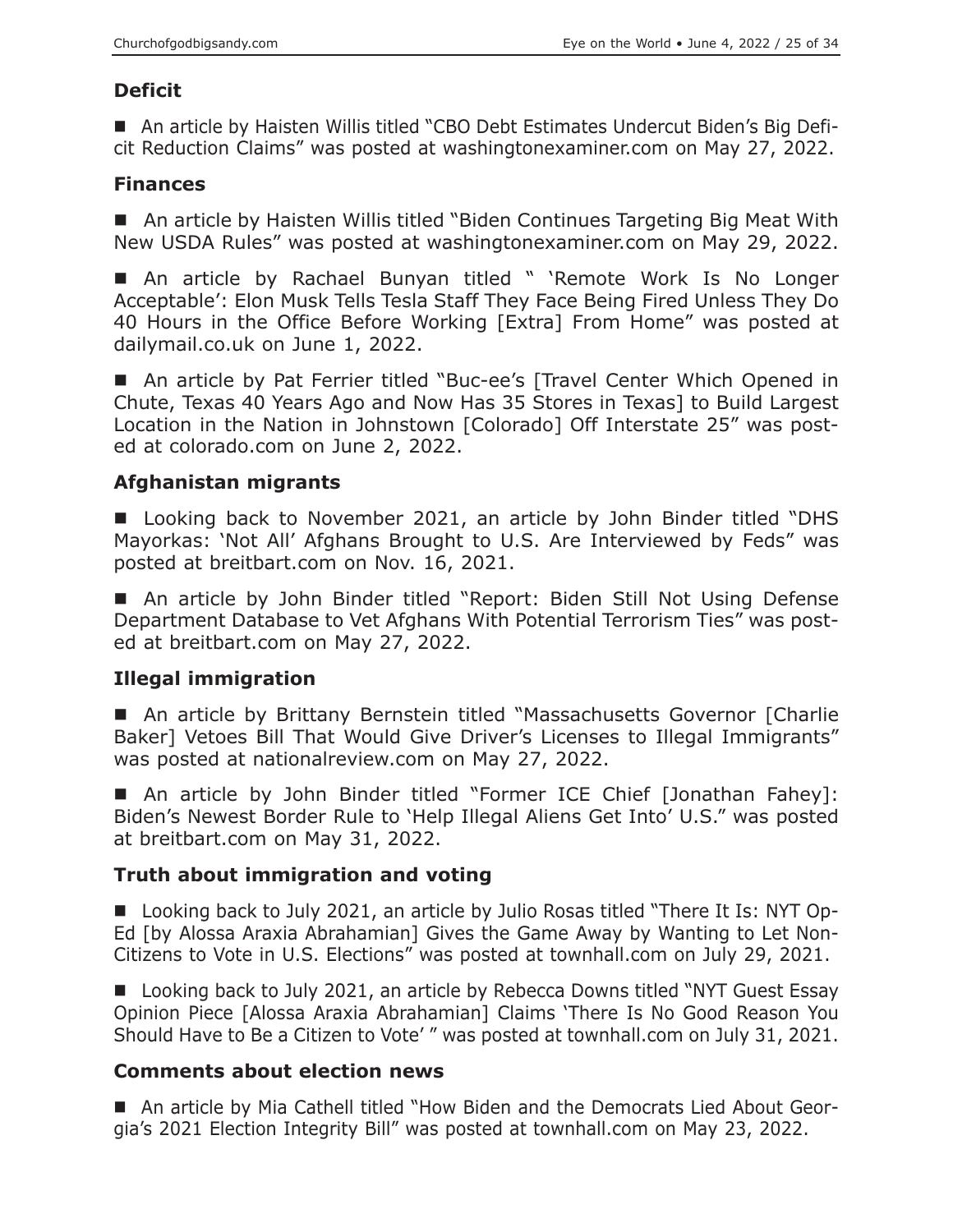### Deficit

- An article by Haisten Willis titled "CBO Debt Estimates Undercut Biden's Big Deficit Reduction Claims" was posted at washingtonexaminer.com on May 27, 2022.

### Finances

- An article by Haisten Willis titled "Biden Continues Targeting Big Meat With New USDA Rules" was posted at washingtonexaminer.com on May 29, 2022.

- An article by Rachael Bunyan titled " 'Remote Work Is No Longer Acceptable': Elon Musk Tells Tesla Staff They Face Being Fired Unless They Do 40 Hours in the Office Before Working [Extra] From Home" was posted at dailymail.co.uk on June 1, 2022.

- An article by Pat Ferrier titled "Buc-ee's [Travel Center Which Opened in Chute, Texas 40 Years Ago and Now Has 35 Stores in Texas] to Build Largest Location in the Nation in Johnstown [Colorado] Off Interstate 25" was posted at colorado.com on June 2, 2022.

### Afghanistan migrants

- Looking back to November 2021, an article by John Binder titled "DHS Mayorkas: 'Not All' Afghans Brought to U.S. Are Interviewed by Feds" was posted at breitbart.com on Nov. 16, 2021.

- An article by John Binder titled "Report: Biden Still Not Using Defense Department Database to Vet Afghans With Potential Terrorism Ties" was posted at breitbart.com on May 27, 2022.

### Illegal immigration

- An article by Brittany Bernstein titled "Massachusetts Governor [Charlie Baker] Vetoes Bill That Would Give Driver's Licenses to Illegal Immigrants" was posted at nationalreview.com on May 27, 2022.

- An article by John Binder titled "Former ICE Chief [Jonathan Fahey]: Biden's Newest Border Rule to 'Help Illegal Aliens Get Into' U.S." was posted at breitbart.com on May 31, 2022.

### Truth about immigration and voting

- Looking back to July 2021, an article by Julio Rosas titled "There It Is: NYT Op-Ed [by Alossa Araxia Abrahamian] Gives the Game Away by Wanting to Let Non-Citizens to Vote in U.S. Elections" was posted at townhall.com on July 29, 2021.

- Looking back to July 2021, an article by Rebecca Downs titled "NYT Guest Essay Opinion Piece [Alossa Araxia Abrahamian] Claims 'There Is No Good Reason You Should Have to Be a Citizen to Vote' " was posted at townhall.com on July 31, 2021.

### Comments about election news

- An article by Mia Cathell titled "How Biden and the Democrats Lied About Georgia's 2021 Election Integrity Bill" was posted at townhall.com on May 23, 2022.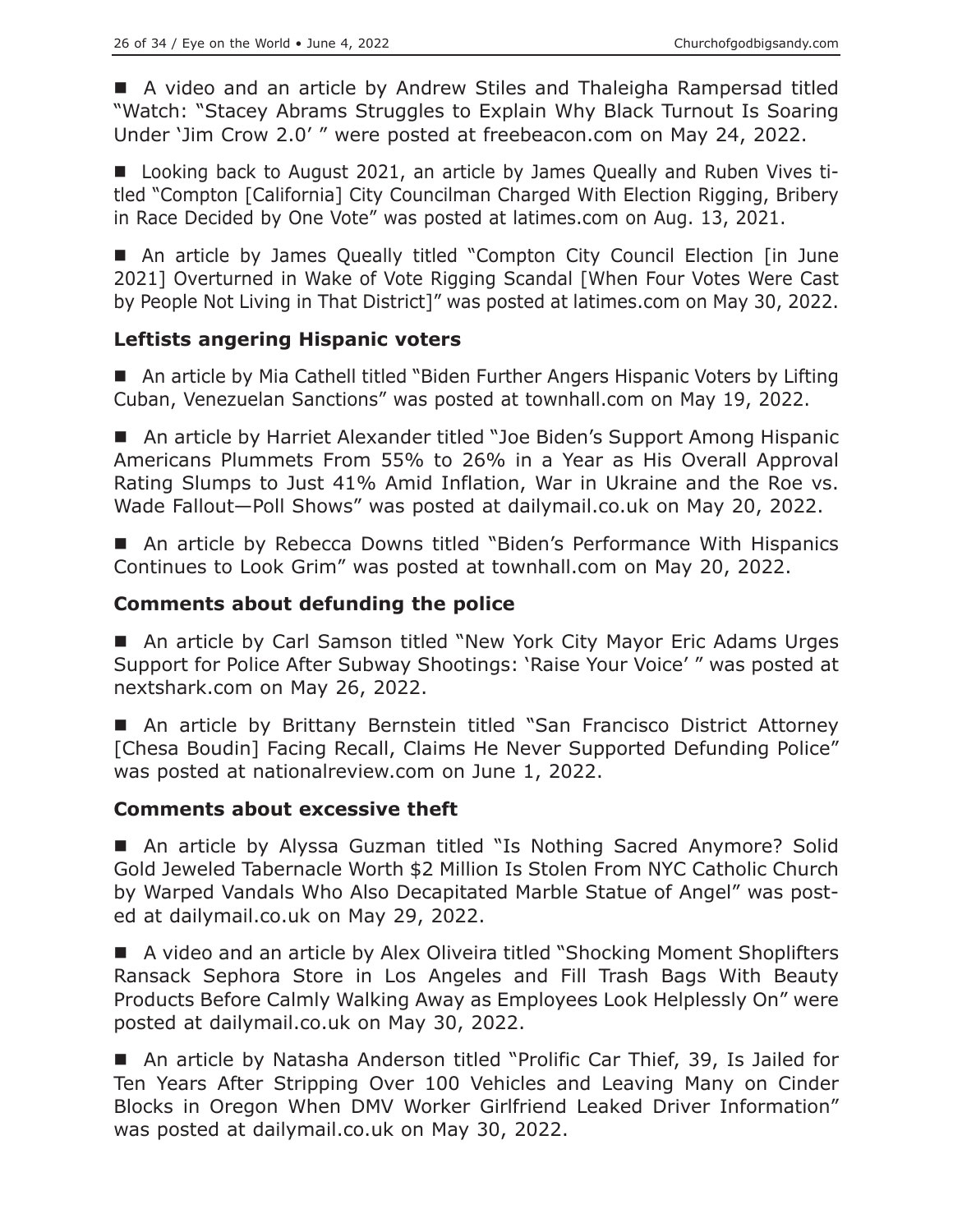■ A video and an article by Andrew Stiles and Thaleigha Rampersad titled "Watch: "Stacey Abrams Struggles to Explain Why Black Turnout Is Soaring Under 'Jim Crow 2.0' " were posted at freebeacon.com on May 24, 2022.

■ Looking back to August 2021, an article by James Queally and Ruben Vives titled "Compton [California] City Councilman Charged With Election Rigging, Bribery in Race Decided by One Vote" was posted at latimes.com on Aug. 13, 2021.

■ An article by James Queally titled "Compton City Council Election [in June 2021] Overturned in Wake of Vote Rigging Scandal [When Four Votes Were Cast by People Not Living in That District]" was posted at latimes.com on May 30, 2022.

### Leftists angering Hispanic voters

■ An article by Mia Cathell titled "Biden Further Angers Hispanic Voters by Lifting Cuban, Venezuelan Sanctions" was posted at townhall.com on May 19, 2022.

■ An article by Harriet Alexander titled "Joe Biden's Support Among Hispanic Americans Plummets From 55% to 26% in a Year as His Overall Approval Rating Slumps to Just 41% Amid Inflation, War in Ukraine and the Roe vs. Wade Fallout—Poll Shows" was posted at dailymail.co.uk on May 20, 2022.

■ An article by Rebecca Downs titled "Biden's Performance With Hispanics Continues to Look Grim" was posted at townhall.com on May 20, 2022.

### Comments about defunding the police

■ An article by Carl Samson titled "New York City Mayor Eric Adams Urges Support for Police After Subway Shootings: 'Raise Your Voice' " was posted at nextshark.com on May 26, 2022.

■ An article by Brittany Bernstein titled "San Francisco District Attorney [Chesa Boudin] Facing Recall, Claims He Never Supported Defunding Police" was posted at nationalreview.com on June 1, 2022.

### Comments about excessive theft

■ An article by Alyssa Guzman titled "Is Nothing Sacred Anymore? Solid Gold Jeweled Tabernacle Worth $2 Million Is Stolen From NYC Catholic Church by Warped Vandals Who Also Decapitated Marble Statue of Angel" was posted at dailymail.co.uk on May 29, 2022.

■ A video and an article by Alex Oliveira titled "Shocking Moment Shoplifters Ransack Sephora Store in Los Angeles and Fill Trash Bags With Beauty Products Before Calmly Walking Away as Employees Look Helplessly On" were posted at dailymail.co.uk on May 30, 2022.

■ An article by Natasha Anderson titled "Prolific Car Thief, 39, Is Jailed for Ten Years After Stripping Over 100 Vehicles and Leaving Many on Cinder Blocks in Oregon When DMV Worker Girlfriend Leaked Driver Information" was posted at dailymail.co.uk on May 30, 2022.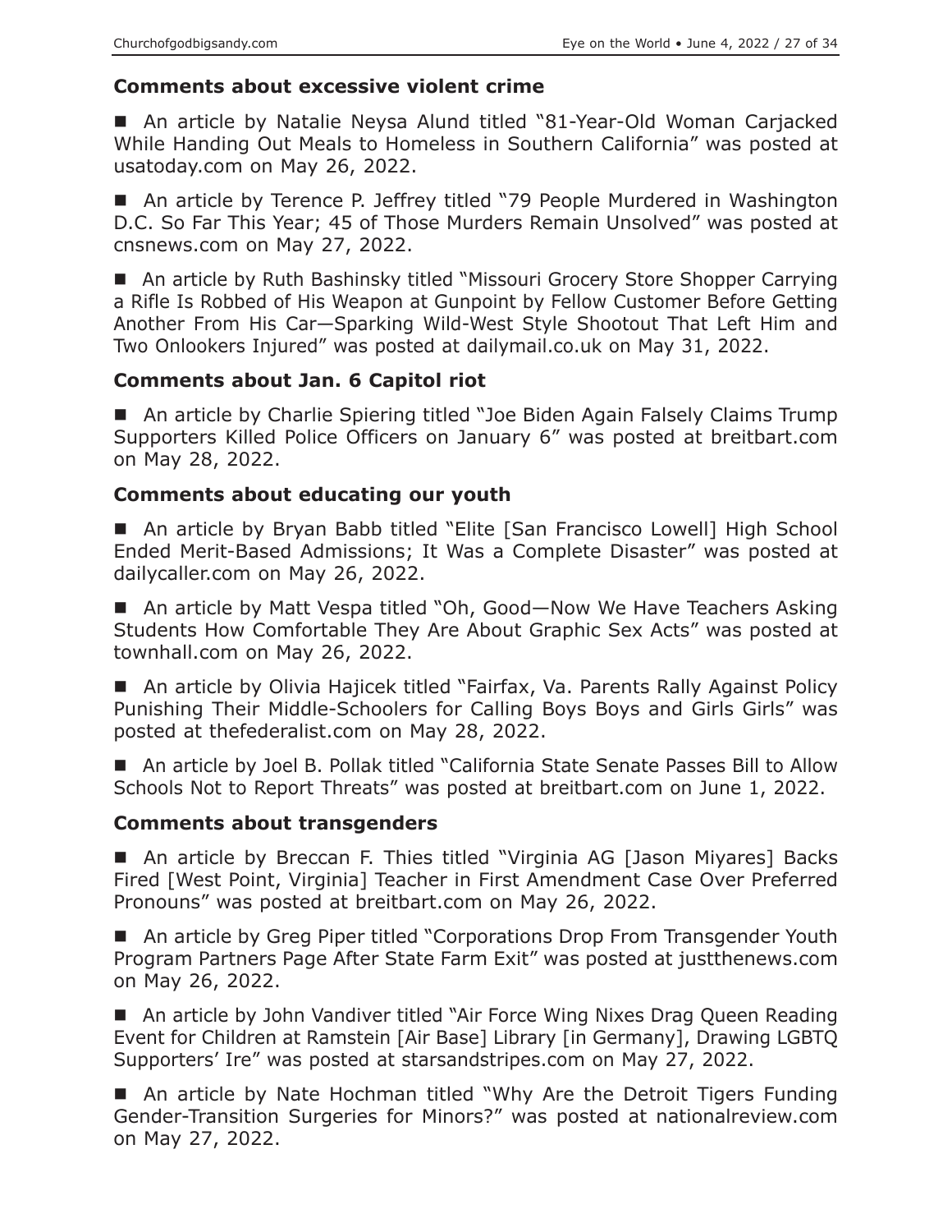### Comments about excessive violent crime

- An article by Natalie Neysa Alund titled "81-Year-Old Woman Carjacked While Handing Out Meals to Homeless in Southern California" was posted at usatoday.com on May 26, 2022.

- An article by Terence P. Jeffrey titled "79 People Murdered in Washington D.C. So Far This Year; 45 of Those Murders Remain Unsolved" was posted at cnsnews.com on May 27, 2022.

- An article by Ruth Bashinsky titled "Missouri Grocery Store Shopper Carrying a Rifle Is Robbed of His Weapon at Gunpoint by Fellow Customer Before Getting Another From His Car—Sparking Wild-West Style Shootout That Left Him and Two Onlookers Injured" was posted at dailymail.co.uk on May 31, 2022.

### Comments about Jan. 6 Capitol riot

- An article by Charlie Spiering titled "Joe Biden Again Falsely Claims Trump Supporters Killed Police Officers on January 6" was posted at breitbart.com on May 28, 2022.

### Comments about educating our youth

- An article by Bryan Babb titled "Elite [San Francisco Lowell] High School Ended Merit-Based Admissions; It Was a Complete Disaster" was posted at dailycaller.com on May 26, 2022.

- An article by Matt Vespa titled "Oh, Good—Now We Have Teachers Asking Students How Comfortable They Are About Graphic Sex Acts" was posted at townhall.com on May 26, 2022.

- An article by Olivia Hajicek titled "Fairfax, Va. Parents Rally Against Policy Punishing Their Middle-Schoolers for Calling Boys Boys and Girls Girls" was posted at thefederalist.com on May 28, 2022.

- An article by Joel B. Pollak titled "California State Senate Passes Bill to Allow Schools Not to Report Threats" was posted at breitbart.com on June 1, 2022.

### Comments about transgenders

- An article by Breccan F. Thies titled "Virginia AG [Jason Miyares] Backs Fired [West Point, Virginia] Teacher in First Amendment Case Over Preferred Pronouns" was posted at breitbart.com on May 26, 2022.

- An article by Greg Piper titled "Corporations Drop From Transgender Youth Program Partners Page After State Farm Exit" was posted at justthenews.com on May 26, 2022.

- An article by John Vandiver titled "Air Force Wing Nixes Drag Queen Reading Event for Children at Ramstein [Air Base] Library [in Germany], Drawing LGBTQ Supporters' Ire" was posted at starsandstripes.com on May 27, 2022.

- An article by Nate Hochman titled "Why Are the Detroit Tigers Funding Gender-Transition Surgeries for Minors?" was posted at nationalreview.com on May 27, 2022.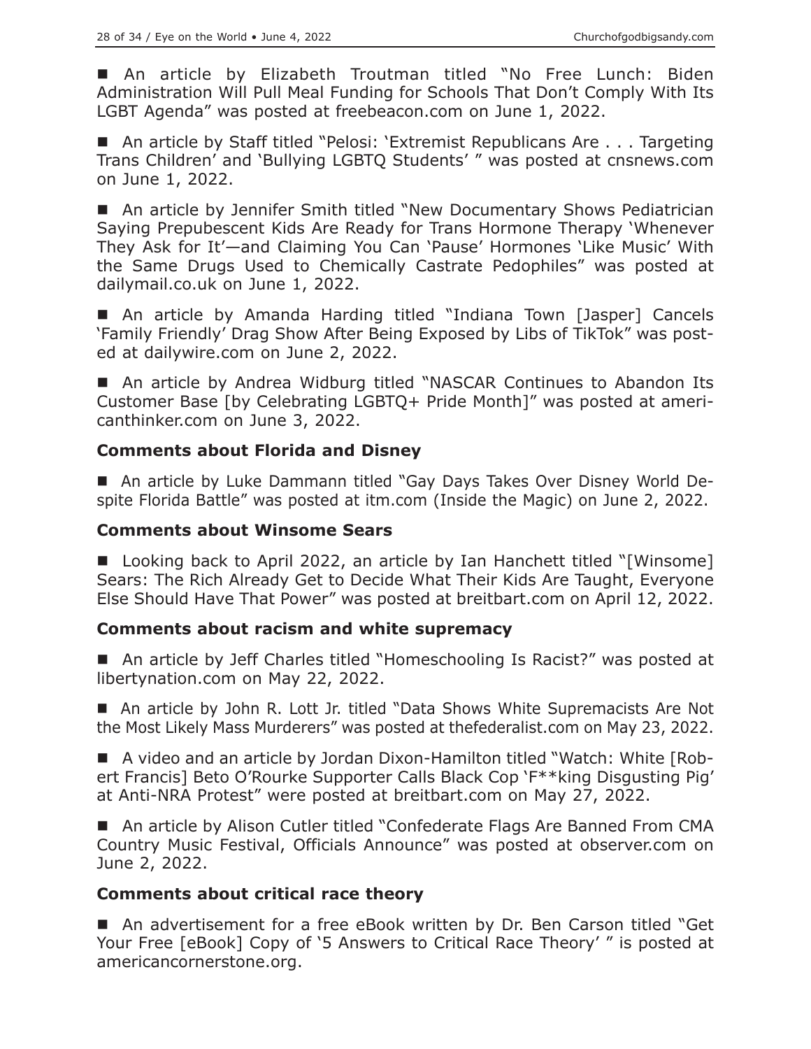- An article by Elizabeth Troutman titled "No Free Lunch: Biden Administration Will Pull Meal Funding for Schools That Don't Comply With Its LGBT Agenda" was posted at freebeacon.com on June 1, 2022.

- An article by Staff titled "Pelosi: 'Extremist Republicans Are . . . Targeting Trans Children' and 'Bullying LGBTQ Students' " was posted at cnsnews.com on June 1, 2022.

- An article by Jennifer Smith titled "New Documentary Shows Pediatrician Saying Prepubescent Kids Are Ready for Trans Hormone Therapy 'Whenever They Ask for It'—and Claiming You Can 'Pause' Hormones 'Like Music' With the Same Drugs Used to Chemically Castrate Pedophiles" was posted at dailymail.co.uk on June 1, 2022.

- An article by Amanda Harding titled "Indiana Town [Jasper] Cancels 'Family Friendly' Drag Show After Being Exposed by Libs of TikTok" was posted at dailywire.com on June 2, 2022.

- An article by Andrea Widburg titled "NASCAR Continues to Abandon Its Customer Base [by Celebrating LGBTQ+ Pride Month]" was posted at americanthinker.com on June 3, 2022.

### Comments about Florida and Disney

- An article by Luke Dammann titled "Gay Days Takes Over Disney World Despite Florida Battle" was posted at itm.com (Inside the Magic) on June 2, 2022.

### Comments about Winsome Sears

- Looking back to April 2022, an article by Ian Hanchett titled "[Winsome] Sears: The Rich Already Get to Decide What Their Kids Are Taught, Everyone Else Should Have That Power" was posted at breitbart.com on April 12, 2022.

### Comments about racism and white supremacy

- An article by Jeff Charles titled "Homeschooling Is Racist?" was posted at libertynation.com on May 22, 2022.

- An article by John R. Lott Jr. titled "Data Shows White Supremacists Are Not the Most Likely Mass Murderers" was posted at thefederalist.com on May 23, 2022.

- A video and an article by Jordan Dixon-Hamilton titled "Watch: White [Robert Francis] Beto O'Rourke Supporter Calls Black Cop 'F**king Disgusting Pig' at Anti-NRA Protest" were posted at breitbart.com on May 27, 2022.

- An article by Alison Cutler titled "Confederate Flags Are Banned From CMA Country Music Festival, Officials Announce" was posted at observer.com on June 2, 2022.

### Comments about critical race theory

- An advertisement for a free eBook written by Dr. Ben Carson titled "Get Your Free [eBook] Copy of '5 Answers to Critical Race Theory' " is posted at americancornerstone.org.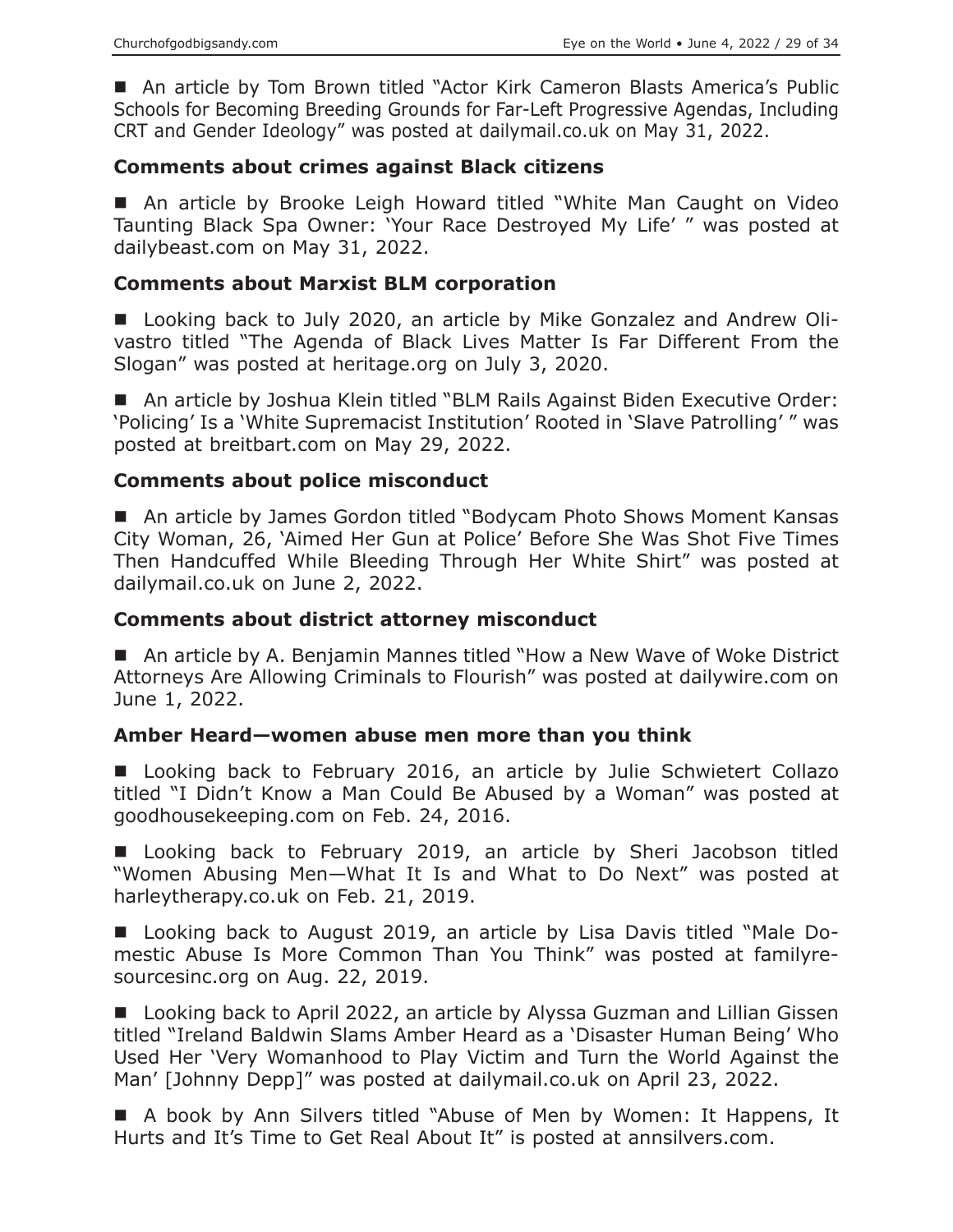■ An article by Tom Brown titled "Actor Kirk Cameron Blasts America's Public Schools for Becoming Breeding Grounds for Far-Left Progressive Agendas, Including CRT and Gender Ideology" was posted at dailymail.co.uk on May 31, 2022.

### Comments about crimes against Black citizens

■ An article by Brooke Leigh Howard titled "White Man Caught on Video Taunting Black Spa Owner: 'Your Race Destroyed My Life' " was posted at dailybeast.com on May 31, 2022.

### Comments about Marxist BLM corporation

■ Looking back to July 2020, an article by Mike Gonzalez and Andrew Olivastro titled "The Agenda of Black Lives Matter Is Far Different From the Slogan" was posted at heritage.org on July 3, 2020.

■ An article by Joshua Klein titled "BLM Rails Against Biden Executive Order: 'Policing' Is a 'White Supremacist Institution' Rooted in 'Slave Patrolling' " was posted at breitbart.com on May 29, 2022.

### Comments about police misconduct

■ An article by James Gordon titled "Bodycam Photo Shows Moment Kansas City Woman, 26, 'Aimed Her Gun at Police' Before She Was Shot Five Times Then Handcuffed While Bleeding Through Her White Shirt" was posted at dailymail.co.uk on June 2, 2022.

### Comments about district attorney misconduct

■ An article by A. Benjamin Mannes titled "How a New Wave of Woke District Attorneys Are Allowing Criminals to Flourish" was posted at dailywire.com on June 1, 2022.

### Amber Heard—women abuse men more than you think

■ Looking back to February 2016, an article by Julie Schwietert Collazo titled "I Didn't Know a Man Could Be Abused by a Woman" was posted at goodhousekeeping.com on Feb. 24, 2016.

■ Looking back to February 2019, an article by Sheri Jacobson titled "Women Abusing Men—What It Is and What to Do Next" was posted at harleytherapy.co.uk on Feb. 21, 2019.

■ Looking back to August 2019, an article by Lisa Davis titled "Male Domestic Abuse Is More Common Than You Think" was posted at familyresourcesinc.org on Aug. 22, 2019.

■ Looking back to April 2022, an article by Alyssa Guzman and Lillian Gissen titled "Ireland Baldwin Slams Amber Heard as a 'Disaster Human Being' Who Used Her 'Very Womanhood to Play Victim and Turn the World Against the Man' [Johnny Depp]" was posted at dailymail.co.uk on April 23, 2022.

■ A book by Ann Silvers titled "Abuse of Men by Women: It Happens, It Hurts and It's Time to Get Real About It" is posted at annsilvers.com.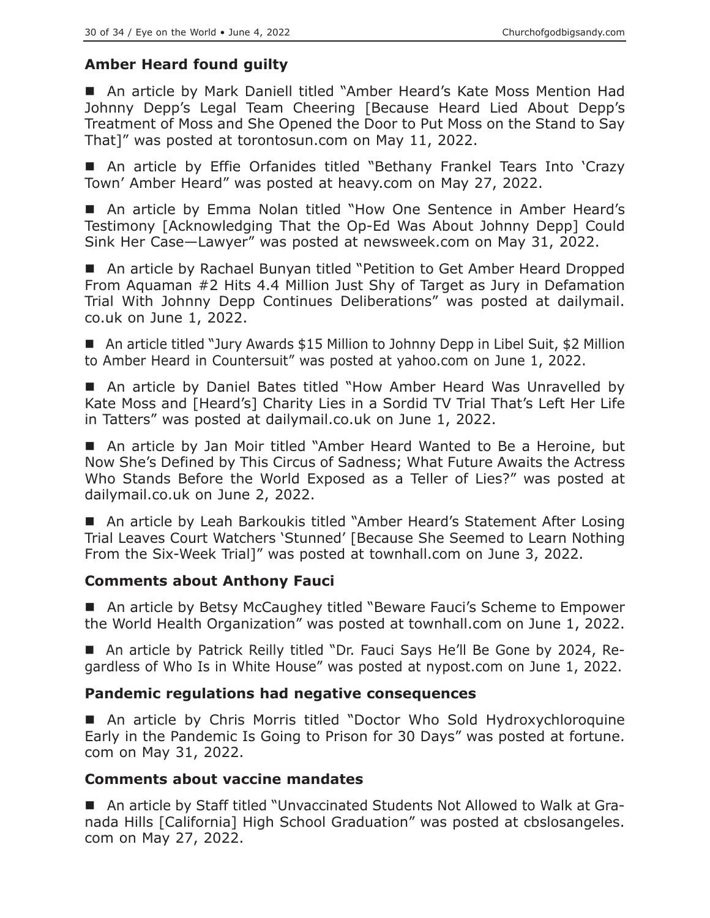### Amber Heard found guilty

■ An article by Mark Daniell titled "Amber Heard's Kate Moss Mention Had Johnny Depp's Legal Team Cheering [Because Heard Lied About Depp's Treatment of Moss and She Opened the Door to Put Moss on the Stand to Say That]" was posted at torontosun.com on May 11, 2022.

■ An article by Effie Orfanides titled "Bethany Frankel Tears Into 'Crazy Town' Amber Heard" was posted at heavy.com on May 27, 2022.

■ An article by Emma Nolan titled "How One Sentence in Amber Heard's Testimony [Acknowledging That the Op-Ed Was About Johnny Depp] Could Sink Her Case—Lawyer" was posted at newsweek.com on May 31, 2022.

■ An article by Rachael Bunyan titled "Petition to Get Amber Heard Dropped From Aquaman #2 Hits 4.4 Million Just Shy of Target as Jury in Defamation Trial With Johnny Depp Continues Deliberations" was posted at dailymail.co.uk on June 1, 2022.

■ An article titled "Jury Awards $15 Million to Johnny Depp in Libel Suit, $2 Million to Amber Heard in Countersuit" was posted at yahoo.com on June 1, 2022.

■ An article by Daniel Bates titled "How Amber Heard Was Unravelled by Kate Moss and [Heard's] Charity Lies in a Sordid TV Trial That's Left Her Life in Tatters" was posted at dailymail.co.uk on June 1, 2022.

■ An article by Jan Moir titled "Amber Heard Wanted to Be a Heroine, but Now She's Defined by This Circus of Sadness; What Future Awaits the Actress Who Stands Before the World Exposed as a Teller of Lies?" was posted at dailymail.co.uk on June 2, 2022.

■ An article by Leah Barkoukis titled "Amber Heard's Statement After Losing Trial Leaves Court Watchers 'Stunned' [Because She Seemed to Learn Nothing From the Six-Week Trial]" was posted at townhall.com on June 3, 2022.

### Comments about Anthony Fauci

■ An article by Betsy McCaughey titled "Beware Fauci's Scheme to Empower the World Health Organization" was posted at townhall.com on June 1, 2022.

■ An article by Patrick Reilly titled "Dr. Fauci Says He'll Be Gone by 2024, Regardless of Who Is in White House" was posted at nypost.com on June 1, 2022.

### Pandemic regulations had negative consequences

■ An article by Chris Morris titled "Doctor Who Sold Hydroxychloroquine Early in the Pandemic Is Going to Prison for 30 Days" was posted at fortune.com on May 31, 2022.

### Comments about vaccine mandates

■ An article by Staff titled "Unvaccinated Students Not Allowed to Walk at Granada Hills [California] High School Graduation" was posted at cbslosangeles.com on May 27, 2022.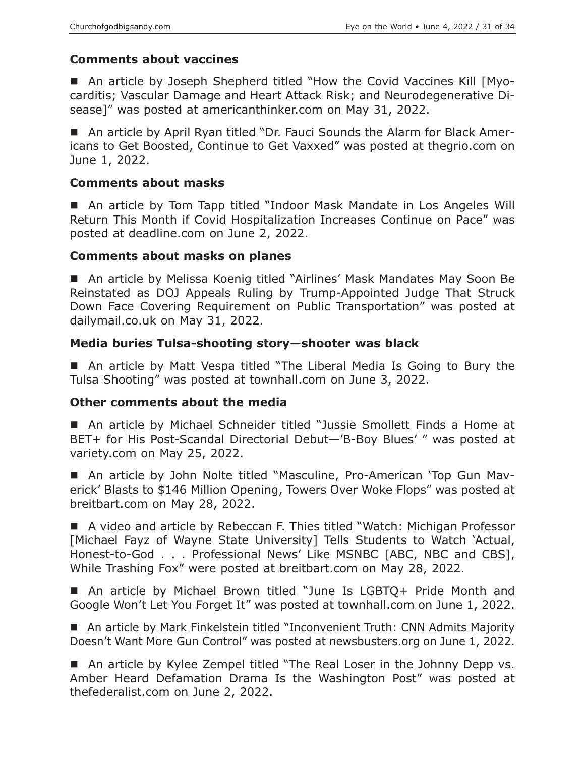### Comments about vaccines

- An article by Joseph Shepherd titled "How the Covid Vaccines Kill [Myocarditis; Vascular Damage and Heart Attack Risk; and Neurodegenerative Disease]" was posted at americanthinker.com on May 31, 2022.

- An article by April Ryan titled "Dr. Fauci Sounds the Alarm for Black Americans to Get Boosted, Continue to Get Vaxxed" was posted at thegrio.com on June 1, 2022.

### Comments about masks

- An article by Tom Tapp titled "Indoor Mask Mandate in Los Angeles Will Return This Month if Covid Hospitalization Increases Continue on Pace" was posted at deadline.com on June 2, 2022.

### Comments about masks on planes

- An article by Melissa Koenig titled "Airlines' Mask Mandates May Soon Be Reinstated as DOJ Appeals Ruling by Trump-Appointed Judge That Struck Down Face Covering Requirement on Public Transportation" was posted at dailymail.co.uk on May 31, 2022.

### Media buries Tulsa-shooting story—shooter was black

- An article by Matt Vespa titled "The Liberal Media Is Going to Bury the Tulsa Shooting" was posted at townhall.com on June 3, 2022.

### Other comments about the media

- An article by Michael Schneider titled "Jussie Smollett Finds a Home at BET+ for His Post-Scandal Directorial Debut—'B-Boy Blues' " was posted at variety.com on May 25, 2022.

- An article by John Nolte titled "Masculine, Pro-American 'Top Gun Maverick' Blasts to $146 Million Opening, Towers Over Woke Flops" was posted at breitbart.com on May 28, 2022.

- A video and article by Rebeccan F. Thies titled "Watch: Michigan Professor [Michael Fayz of Wayne State University] Tells Students to Watch 'Actual, Honest-to-God . . . Professional News' Like MSNBC [ABC, NBC and CBS], While Trashing Fox" were posted at breitbart.com on May 28, 2022.

- An article by Michael Brown titled "June Is LGBTQ+ Pride Month and Google Won't Let You Forget It" was posted at townhall.com on June 1, 2022.

- An article by Mark Finkelstein titled "Inconvenient Truth: CNN Admits Majority Doesn't Want More Gun Control" was posted at newsbusters.org on June 1, 2022.

- An article by Kylee Zempel titled "The Real Loser in the Johnny Depp vs. Amber Heard Defamation Drama Is the Washington Post" was posted at thefederalist.com on June 2, 2022.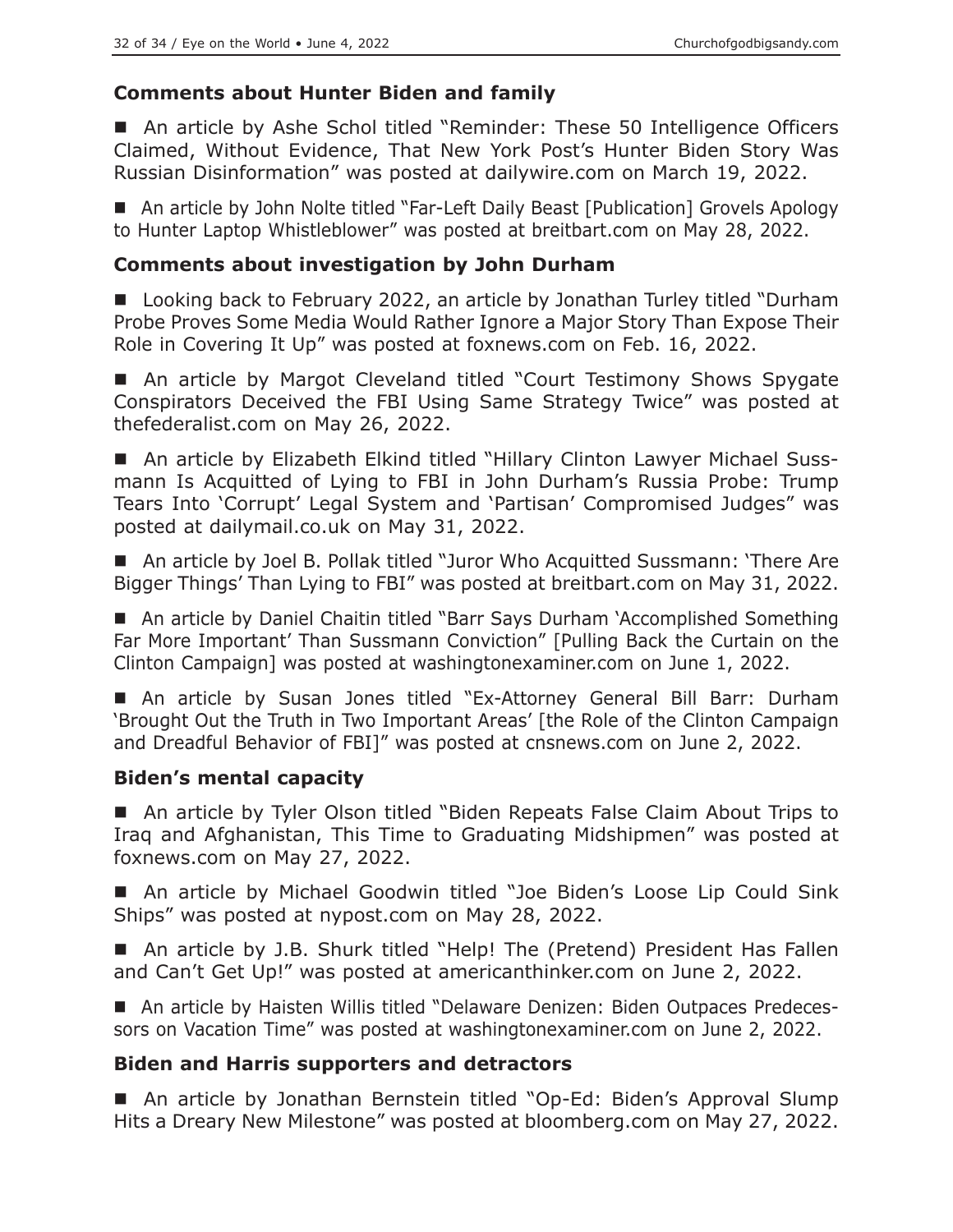### Comments about Hunter Biden and family

- An article by Ashe Schol titled "Reminder: These 50 Intelligence Officers Claimed, Without Evidence, That New York Post's Hunter Biden Story Was Russian Disinformation" was posted at dailywire.com on March 19, 2022.

- An article by John Nolte titled "Far-Left Daily Beast [Publication] Grovels Apology to Hunter Laptop Whistleblower" was posted at breitbart.com on May 28, 2022.

### Comments about investigation by John Durham

- Looking back to February 2022, an article by Jonathan Turley titled "Durham Probe Proves Some Media Would Rather Ignore a Major Story Than Expose Their Role in Covering It Up" was posted at foxnews.com on Feb. 16, 2022.

- An article by Margot Cleveland titled "Court Testimony Shows Spygate Conspirators Deceived the FBI Using Same Strategy Twice" was posted at thefederalist.com on May 26, 2022.

- An article by Elizabeth Elkind titled "Hillary Clinton Lawyer Michael Sussmann Is Acquitted of Lying to FBI in John Durham's Russia Probe: Trump Tears Into 'Corrupt' Legal System and 'Partisan' Compromised Judges" was posted at dailymail.co.uk on May 31, 2022.

- An article by Joel B. Pollak titled "Juror Who Acquitted Sussmann: 'There Are Bigger Things' Than Lying to FBI" was posted at breitbart.com on May 31, 2022.

- An article by Daniel Chaitin titled "Barr Says Durham 'Accomplished Something Far More Important' Than Sussmann Conviction" [Pulling Back the Curtain on the Clinton Campaign] was posted at washingtonexaminer.com on June 1, 2022.

- An article by Susan Jones titled "Ex-Attorney General Bill Barr: Durham 'Brought Out the Truth in Two Important Areas' [the Role of the Clinton Campaign and Dreadful Behavior of FBI]" was posted at cnsnews.com on June 2, 2022.

### Biden's mental capacity

- An article by Tyler Olson titled "Biden Repeats False Claim About Trips to Iraq and Afghanistan, This Time to Graduating Midshipmen" was posted at foxnews.com on May 27, 2022.

- An article by Michael Goodwin titled "Joe Biden's Loose Lip Could Sink Ships" was posted at nypost.com on May 28, 2022.

- An article by J.B. Shurk titled "Help! The (Pretend) President Has Fallen and Can't Get Up!" was posted at americanthinker.com on June 2, 2022.

- An article by Haisten Willis titled "Delaware Denizen: Biden Outpaces Predecessors on Vacation Time" was posted at washingtonexaminer.com on June 2, 2022.

### Biden and Harris supporters and detractors

- An article by Jonathan Bernstein titled "Op-Ed: Biden's Approval Slump Hits a Dreary New Milestone" was posted at bloomberg.com on May 27, 2022.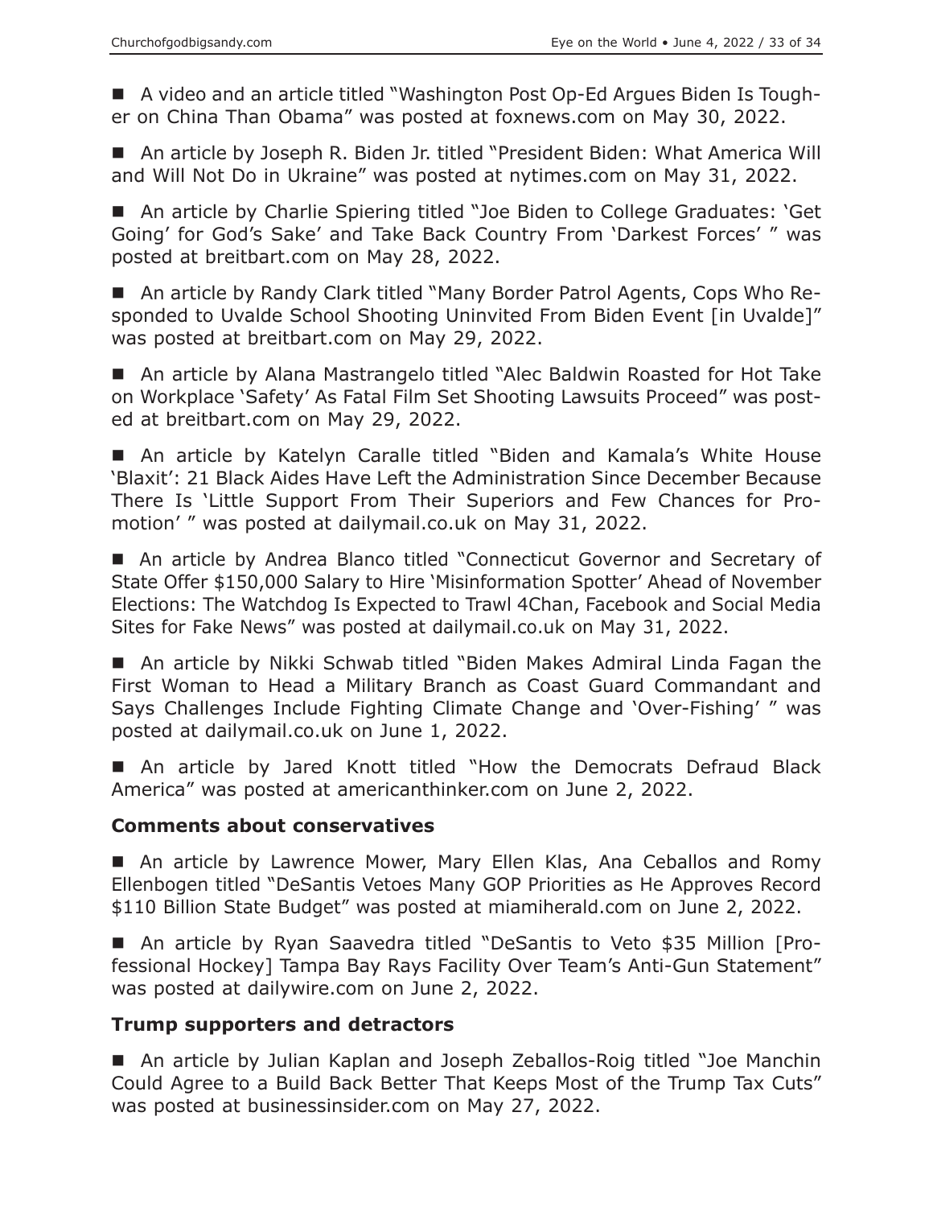■ A video and an article titled "Washington Post Op-Ed Argues Biden Is Tougher on China Than Obama" was posted at foxnews.com on May 30, 2022.

■ An article by Joseph R. Biden Jr. titled "President Biden: What America Will and Will Not Do in Ukraine" was posted at nytimes.com on May 31, 2022.

■ An article by Charlie Spiering titled "Joe Biden to College Graduates: 'Get Going' for God's Sake' and Take Back Country From 'Darkest Forces' " was posted at breitbart.com on May 28, 2022.

■ An article by Randy Clark titled "Many Border Patrol Agents, Cops Who Responded to Uvalde School Shooting Uninvited From Biden Event [in Uvalde]" was posted at breitbart.com on May 29, 2022.

■ An article by Alana Mastrangelo titled "Alec Baldwin Roasted for Hot Take on Workplace 'Safety' As Fatal Film Set Shooting Lawsuits Proceed" was posted at breitbart.com on May 29, 2022.

■ An article by Katelyn Caralle titled "Biden and Kamala's White House 'Blaxit': 21 Black Aides Have Left the Administration Since December Because There Is 'Little Support From Their Superiors and Few Chances for Promotion' " was posted at dailymail.co.uk on May 31, 2022.

■ An article by Andrea Blanco titled "Connecticut Governor and Secretary of State Offer $150,000 Salary to Hire 'Misinformation Spotter' Ahead of November Elections: The Watchdog Is Expected to Trawl 4Chan, Facebook and Social Media Sites for Fake News" was posted at dailymail.co.uk on May 31, 2022.

■ An article by Nikki Schwab titled "Biden Makes Admiral Linda Fagan the First Woman to Head a Military Branch as Coast Guard Commandant and Says Challenges Include Fighting Climate Change and 'Over-Fishing' " was posted at dailymail.co.uk on June 1, 2022.

■ An article by Jared Knott titled "How the Democrats Defraud Black America" was posted at americanthinker.com on June 2, 2022.

## Comments about conservatives

■ An article by Lawrence Mower, Mary Ellen Klas, Ana Ceballos and Romy Ellenbogen titled "DeSantis Vetoes Many GOP Priorities as He Approves Record $110 Billion State Budget" was posted at miamiherald.com on June 2, 2022.

■ An article by Ryan Saavedra titled "DeSantis to Veto $35 Million [Professional Hockey] Tampa Bay Rays Facility Over Team's Anti-Gun Statement" was posted at dailywire.com on June 2, 2022.

## Trump supporters and detractors

■ An article by Julian Kaplan and Joseph Zeballos-Roig titled "Joe Manchin Could Agree to a Build Back Better That Keeps Most of the Trump Tax Cuts" was posted at businessinsider.com on May 27, 2022.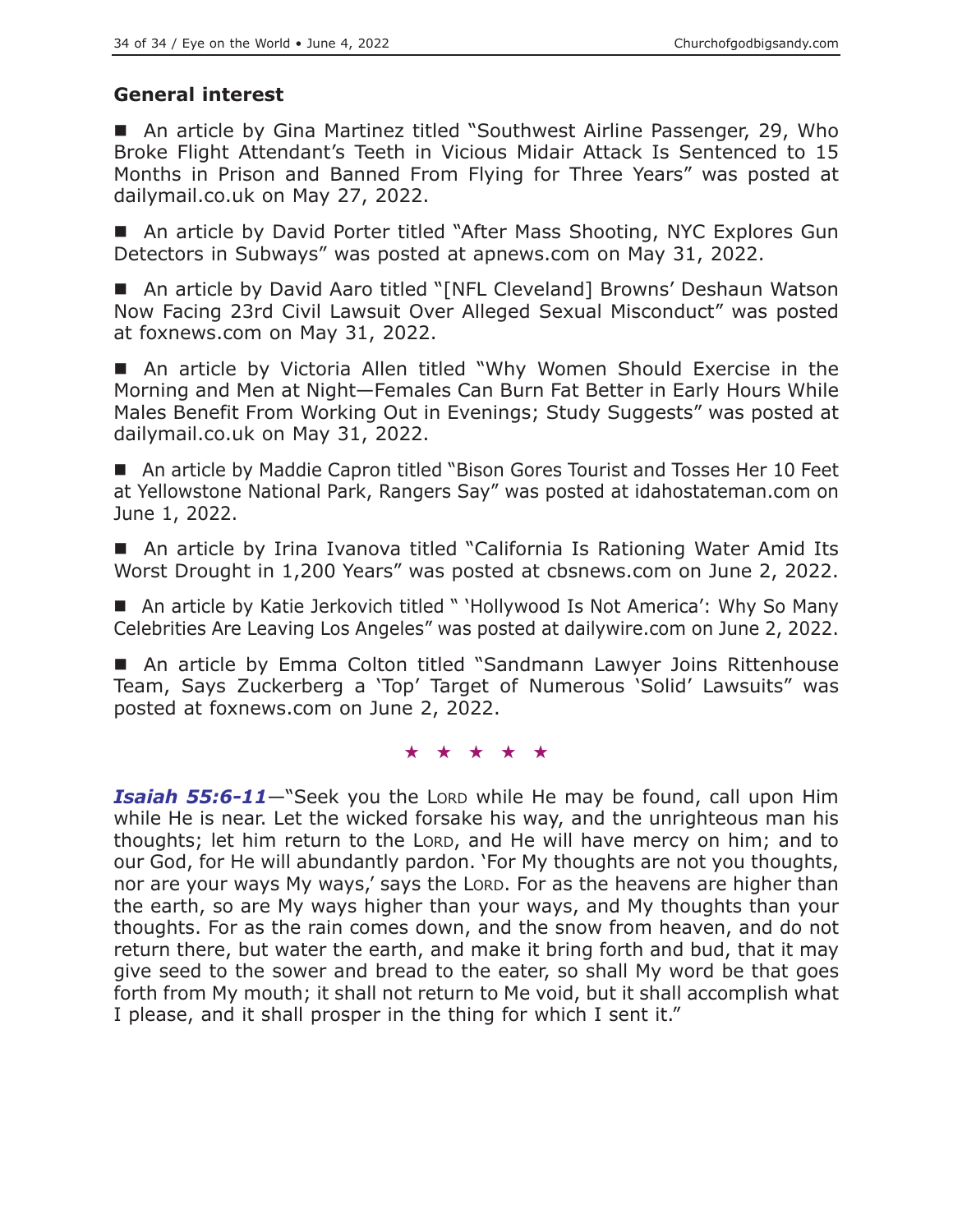## General interest

- An article by Gina Martinez titled "Southwest Airline Passenger, 29, Who Broke Flight Attendant's Teeth in Vicious Midair Attack Is Sentenced to 15 Months in Prison and Banned From Flying for Three Years" was posted at dailymail.co.uk on May 27, 2022.

- An article by David Porter titled "After Mass Shooting, NYC Explores Gun Detectors in Subways" was posted at apnews.com on May 31, 2022.

- An article by David Aaro titled "[NFL Cleveland] Browns' Deshaun Watson Now Facing 23rd Civil Lawsuit Over Alleged Sexual Misconduct" was posted at foxnews.com on May 31, 2022.

- An article by Victoria Allen titled "Why Women Should Exercise in the Morning and Men at Night—Females Can Burn Fat Better in Early Hours While Males Benefit From Working Out in Evenings; Study Suggests" was posted at dailymail.co.uk on May 31, 2022.

- An article by Maddie Capron titled "Bison Gores Tourist and Tosses Her 10 Feet at Yellowstone National Park, Rangers Say" was posted at idahostateman.com on June 1, 2022.

- An article by Irina Ivanova titled "California Is Rationing Water Amid Its Worst Drought in 1,200 Years" was posted at cbsnews.com on June 2, 2022.

- An article by Katie Jerkovich titled " 'Hollywood Is Not America': Why So Many Celebrities Are Leaving Los Angeles" was posted at dailywire.com on June 2, 2022.

- An article by Emma Colton titled "Sandmann Lawyer Joins Rittenhouse Team, Says Zuckerberg a 'Top' Target of Numerous 'Solid' Lawsuits" was posted at foxnews.com on June 2, 2022.

★ ★ ★ ★ ★

***Isaiah 55:6-11***—"Seek you the Lord while He may be found, call upon Him while He is near. Let the wicked forsake his way, and the unrighteous man his thoughts; let him return to the Lord, and He will have mercy on him; and to our God, for He will abundantly pardon. 'For My thoughts are not you thoughts, nor are your ways My ways,' says the Lord. For as the heavens are higher than the earth, so are My ways higher than your ways, and My thoughts than your thoughts. For as the rain comes down, and the snow from heaven, and do not return there, but water the earth, and make it bring forth and bud, that it may give seed to the sower and bread to the eater, so shall My word be that goes forth from My mouth; it shall not return to Me void, but it shall accomplish what I please, and it shall prosper in the thing for which I sent it."